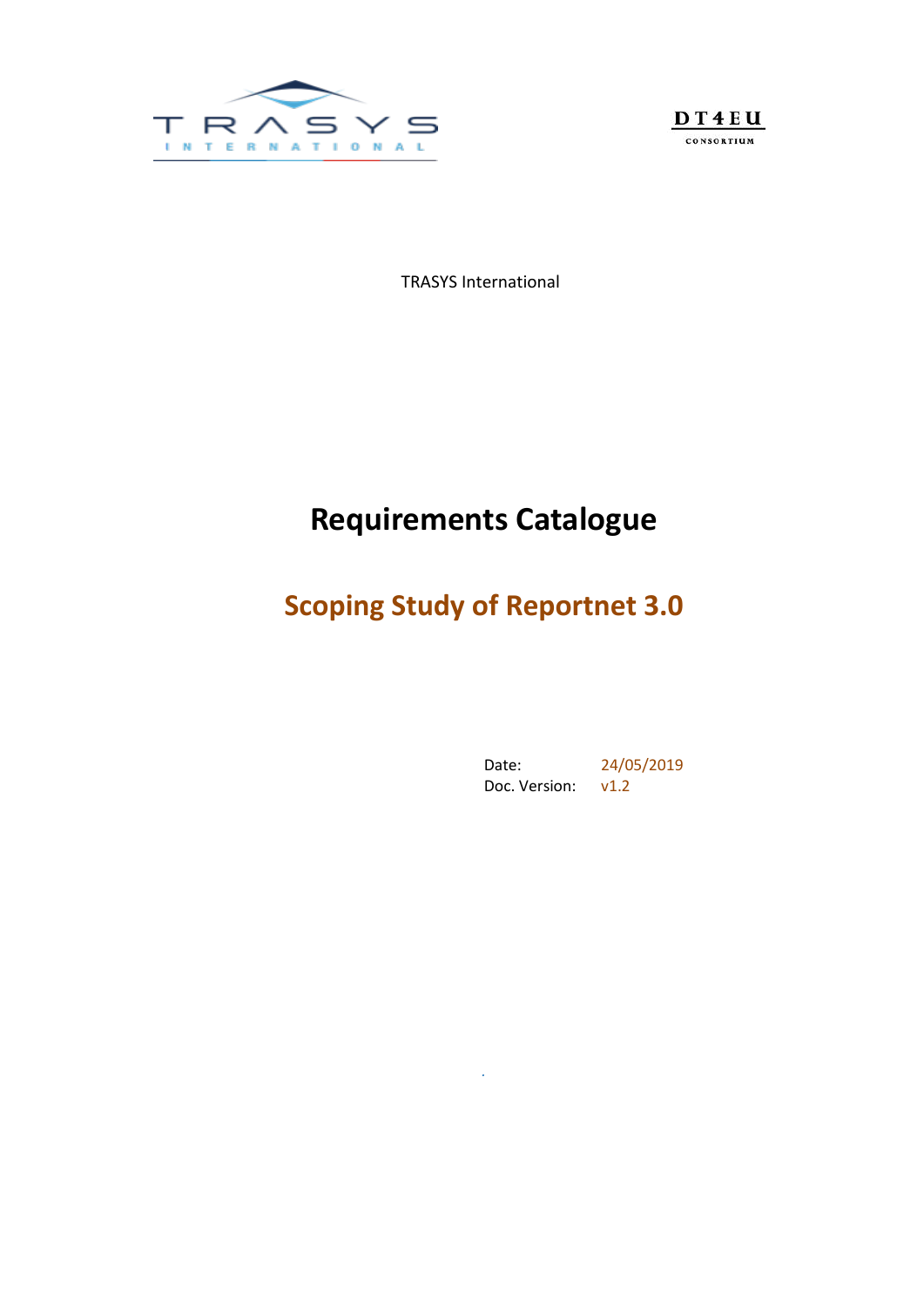TRASYS International

# Requirements Catalogue

## Scoping Study of Reportnet 3.0

Date: 24/05/2019
Doc. Version: v1.2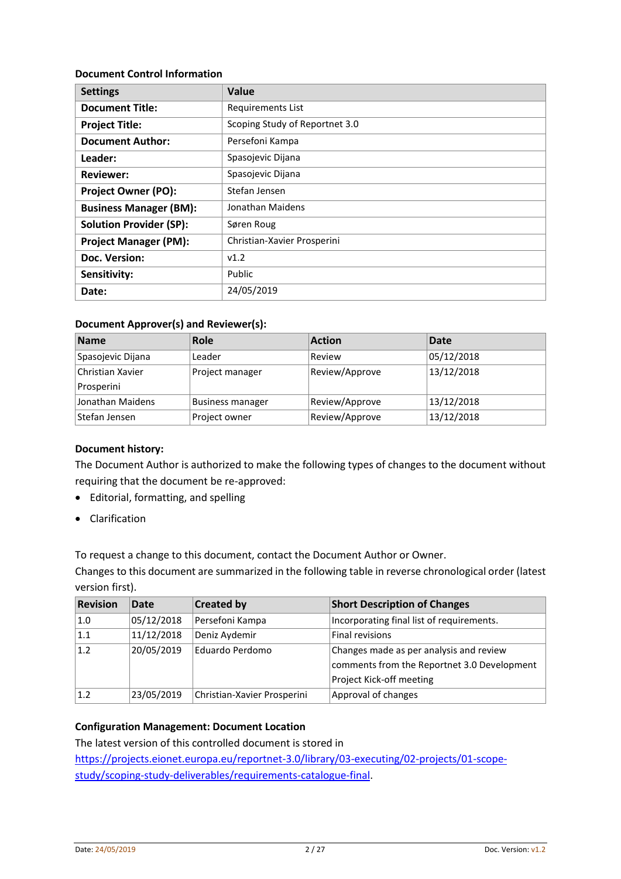**Document Control Information**

| Settings | Value |
| --- | --- |
| **Document Title:** | Requirements List |
| **Project Title:** | Scoping Study of Reportnet 3.0 |
| **Document Author:** | Persefoni Kampa |
| **Leader:** | Spasojevic Dijana |
| **Reviewer:** | Spasojevic Dijana |
| **Project Owner (PO):** | Stefan Jensen |
| **Business Manager (BM):** | Jonathan Maidens |
| **Solution Provider (SP):** | Søren Roug |
| **Project Manager (PM):** | Christian-Xavier Prosperini |
| **Doc. Version:** | v1.2 |
| **Sensitivity:** | Public |
| **Date:** | 24/05/2019 |

**Document Approver(s) and Reviewer(s):**

| Name | Role | Action | Date |
| --- | --- | --- | --- |
| Spasojevic Dijana | Leader | Review | 05/12/2018 |
| Christian Xavier Prosperini | Project manager | Review/Approve | 13/12/2018 |
| Jonathan Maidens | Business manager | Review/Approve | 13/12/2018 |
| Stefan Jensen | Project owner | Review/Approve | 13/12/2018 |

**Document history:**

The Document Author is authorized to make the following types of changes to the document without requiring that the document be re-approved:

- Editorial, formatting, and spelling
- Clarification

To request a change to this document, contact the Document Author or Owner.

Changes to this document are summarized in the following table in reverse chronological order (latest version first).

| Revision | Date | Created by | Short Description of Changes |
| --- | --- | --- | --- |
| 1.0 | 05/12/2018 | Persefoni Kampa | Incorporating final list of requirements. |
| 1.1 | 11/12/2018 | Deniz Aydemir | Final revisions |
| 1.2 | 20/05/2019 | Eduardo Perdomo | Changes made as per analysis and review comments from the Reportnet 3.0 Development Project Kick-off meeting |
| 1.2 | 23/05/2019 | Christian-Xavier Prosperini | Approval of changes |

**Configuration Management: Document Location**

The latest version of this controlled document is stored in https://projects.eionet.europa.eu/reportnet-3.0/library/03-executing/02-projects/01-scope-study/scoping-study-deliverables/requirements-catalogue-final.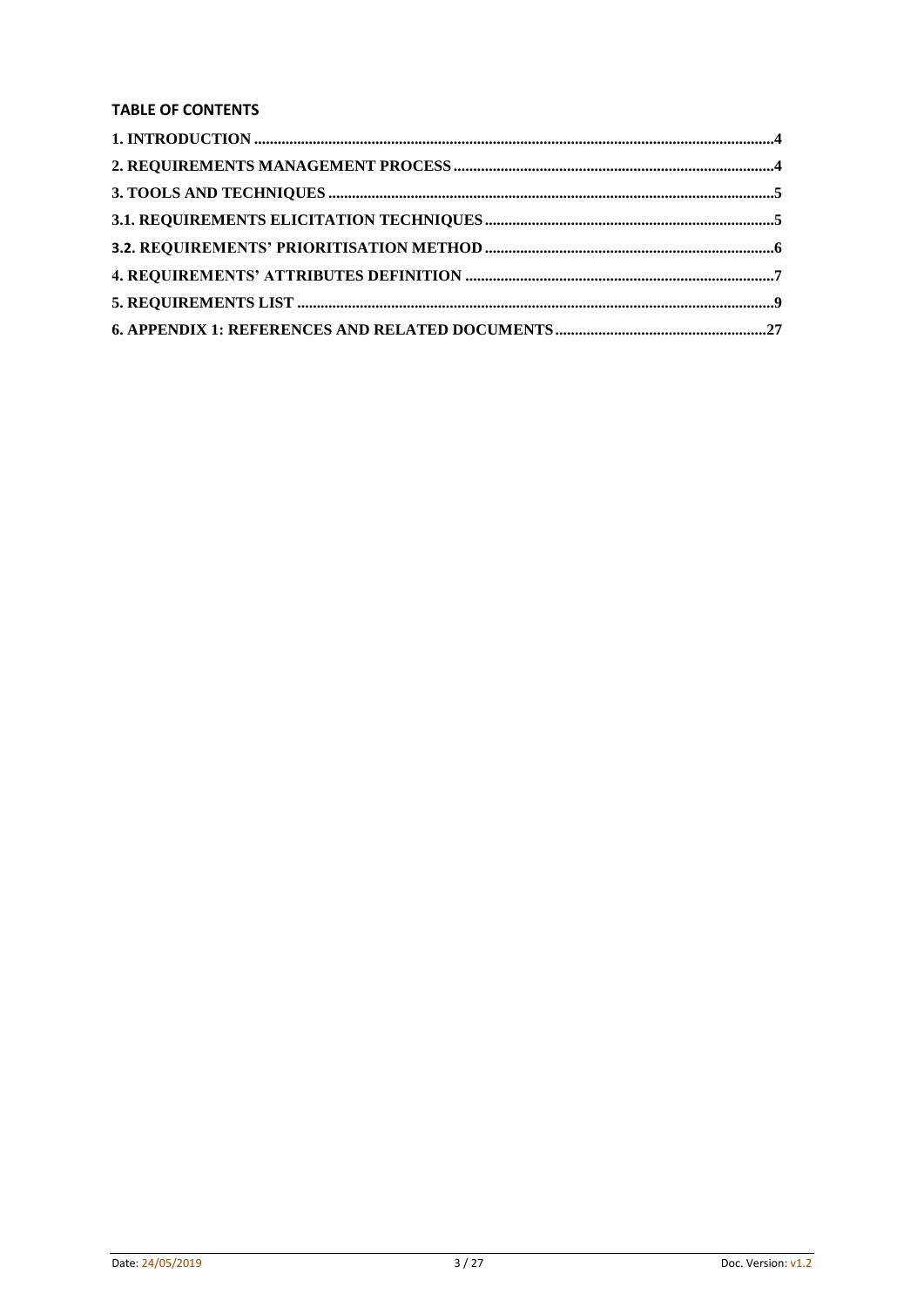**TABLE OF CONTENTS**

1. INTRODUCTION .......................................................................................................4
2. REQUIREMENTS MANAGEMENT PROCESS ..........................................................................4
3. TOOLS AND TECHNIQUES ...............................................................................................5
3.1. REQUIREMENTS ELICITATION TECHNIQUES ...........................................................................5
3.2. REQUIREMENTS' PRIORITISATION METHOD ...........................................................................6
4. REQUIREMENTS' ATTRIBUTES DEFINITION ..................................................................7
5. REQUIREMENTS LIST .......................................................................................................9
6. APPENDIX 1: REFERENCES AND RELATED DOCUMENTS ..................................................27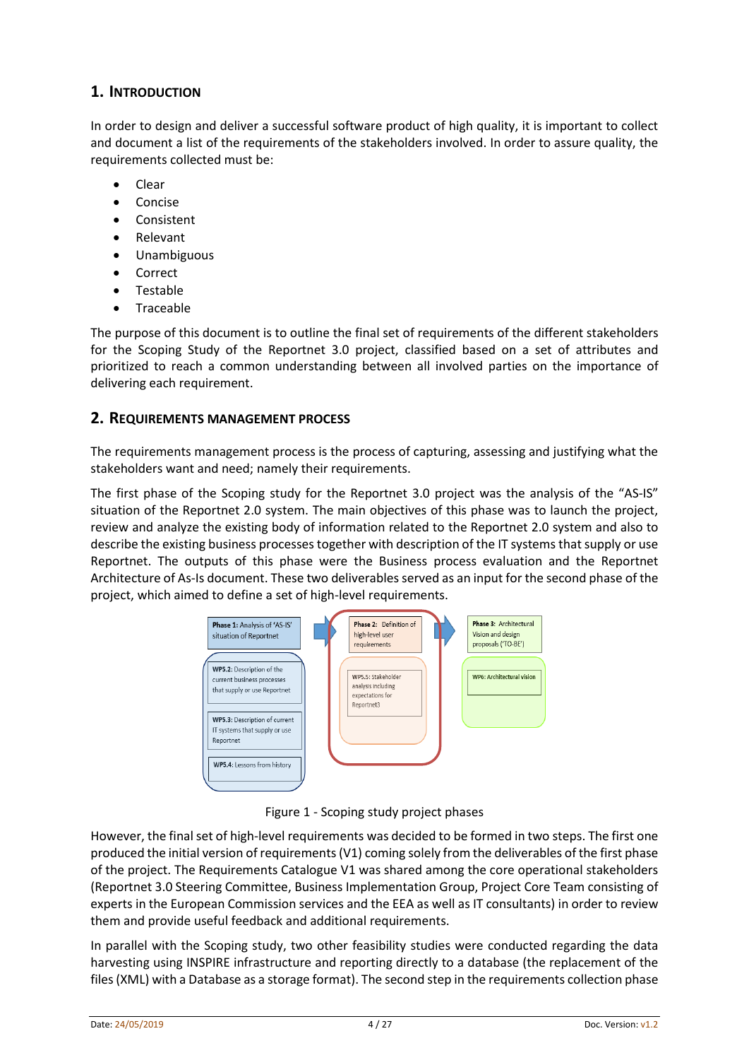## 1. Introduction

In order to design and deliver a successful software product of high quality, it is important to collect and document a list of the requirements of the stakeholders involved. In order to assure quality, the requirements collected must be:

- Clear
- Concise
- Consistent
- Relevant
- Unambiguous
- Correct
- Testable
- Traceable

The purpose of this document is to outline the final set of requirements of the different stakeholders for the Scoping Study of the Reportnet 3.0 project, classified based on a set of attributes and prioritized to reach a common understanding between all involved parties on the importance of delivering each requirement.

## 2. Requirements management process

The requirements management process is the process of capturing, assessing and justifying what the stakeholders want and need; namely their requirements.

The first phase of the Scoping study for the Reportnet 3.0 project was the analysis of the "AS-IS" situation of the Reportnet 2.0 system. The main objectives of this phase was to launch the project, review and analyze the existing body of information related to the Reportnet 2.0 system and also to describe the existing business processes together with description of the IT systems that supply or use Reportnet. The outputs of this phase were the Business process evaluation and the Reportnet Architecture of As-Is document. These two deliverables served as an input for the second phase of the project, which aimed to define a set of high-level requirements.

**Phase 1:** Analysis of 'AS-IS' situation of Reportnet

- **WP5.2:** Description of the current business processes that supply or use Reportnet
- **WP5.3:** Description of current IT systems that supply or use Reportnet
- **WP5.4:** Lessons from history

**Phase 2:** Definition of high-level user requirements

- WP5.5: Stakeholder analysis including expectations for Reportnet3

**Phase 3:** Architectural Vision and design proposals ('TO-BE')

- **WP6: Architectural vision**

Figure 1 - Scoping study project phases

However, the final set of high-level requirements was decided to be formed in two steps. The first one produced the initial version of requirements (V1) coming solely from the deliverables of the first phase of the project. The Requirements Catalogue V1 was shared among the core operational stakeholders (Reportnet 3.0 Steering Committee, Business Implementation Group, Project Core Team consisting of experts in the European Commission services and the EEA as well as IT consultants) in order to review them and provide useful feedback and additional requirements.

In parallel with the Scoping study, two other feasibility studies were conducted regarding the data harvesting using INSPIRE infrastructure and reporting directly to a database (the replacement of the files (XML) with a Database as a storage format). The second step in the requirements collection phase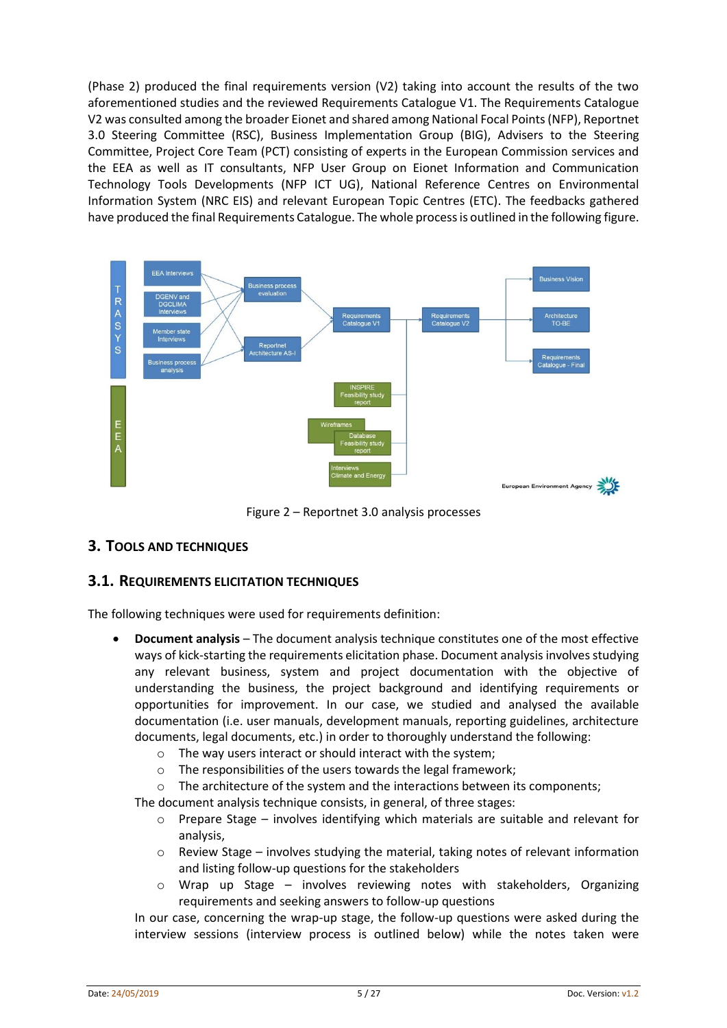(Phase 2) produced the final requirements version (V2) taking into account the results of the two aforementioned studies and the reviewed Requirements Catalogue V1. The Requirements Catalogue V2 was consulted among the broader Eionet and shared among National Focal Points (NFP), Reportnet 3.0 Steering Committee (RSC), Business Implementation Group (BIG), Advisers to the Steering Committee, Project Core Team (PCT) consisting of experts in the European Commission services and the EEA as well as IT consultants, NFP User Group on Eionet Information and Communication Technology Tools Developments (NFP ICT UG), National Reference Centres on Environmental Information System (NRC EIS) and relevant European Topic Centres (ETC). The feedbacks gathered have produced the final Requirements Catalogue. The whole process is outlined in the following figure.

Figure 2 – Reportnet 3.0 analysis processes

## 3. Tools and Techniques

### 3.1. Requirements Elicitation Techniques

The following techniques were used for requirements definition:

- **Document analysis** – The document analysis technique constitutes one of the most effective ways of kick-starting the requirements elicitation phase. Document analysis involves studying any relevant business, system and project documentation with the objective of understanding the business, the project background and identifying requirements or opportunities for improvement. In our case, we studied and analysed the available documentation (i.e. user manuals, development manuals, reporting guidelines, architecture documents, legal documents, etc.) in order to thoroughly understand the following:
  - The way users interact or should interact with the system;
  - The responsibilities of the users towards the legal framework;
  - The architecture of the system and the interactions between its components;

  The document analysis technique consists, in general, of three stages:
  - Prepare Stage – involves identifying which materials are suitable and relevant for analysis,
  - Review Stage – involves studying the material, taking notes of relevant information and listing follow-up questions for the stakeholders
  - Wrap up Stage – involves reviewing notes with stakeholders, Organizing requirements and seeking answers to follow-up questions

  In our case, concerning the wrap-up stage, the follow-up questions were asked during the interview sessions (interview process is outlined below) while the notes taken were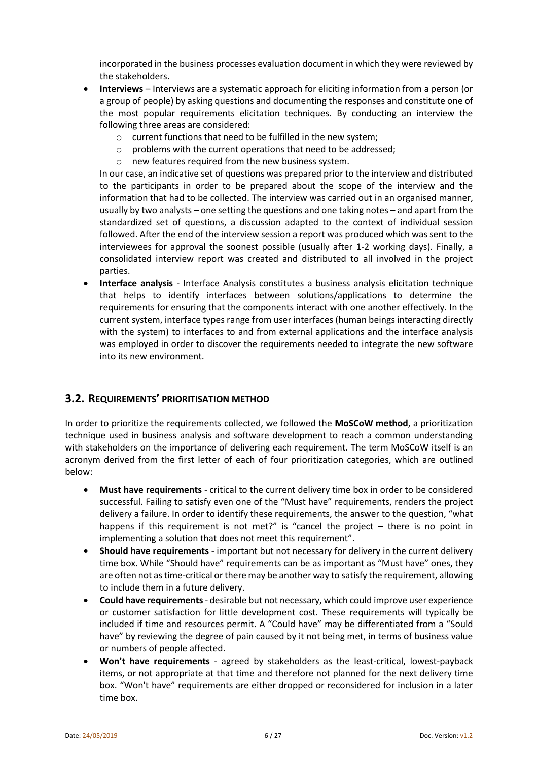incorporated in the business processes evaluation document in which they were reviewed by the stakeholders.

- **Interviews** – Interviews are a systematic approach for eliciting information from a person (or a group of people) by asking questions and documenting the responses and constitute one of the most popular requirements elicitation techniques. By conducting an interview the following three areas are considered:
  - current functions that need to be fulfilled in the new system;
  - problems with the current operations that need to be addressed;
  - new features required from the new business system.

  In our case, an indicative set of questions was prepared prior to the interview and distributed to the participants in order to be prepared about the scope of the interview and the information that had to be collected. The interview was carried out in an organised manner, usually by two analysts – one setting the questions and one taking notes – and apart from the standardized set of questions, a discussion adapted to the context of individual session followed. After the end of the interview session a report was produced which was sent to the interviewees for approval the soonest possible (usually after 1-2 working days). Finally, a consolidated interview report was created and distributed to all involved in the project parties.
- **Interface analysis** - Interface Analysis constitutes a business analysis elicitation technique that helps to identify interfaces between solutions/applications to determine the requirements for ensuring that the components interact with one another effectively. In the current system, interface types range from user interfaces (human beings interacting directly with the system) to interfaces to and from external applications and the interface analysis was employed in order to discover the requirements needed to integrate the new software into its new environment.

## 3.2. Requirements' prioritisation method

In order to prioritize the requirements collected, we followed the **MoSCoW method**, a prioritization technique used in business analysis and software development to reach a common understanding with stakeholders on the importance of delivering each requirement. The term MoSCoW itself is an acronym derived from the first letter of each of four prioritization categories, which are outlined below:

- **Must have requirements** - critical to the current delivery time box in order to be considered successful. Failing to satisfy even one of the "Must have" requirements, renders the project delivery a failure. In order to identify these requirements, the answer to the question, "what happens if this requirement is not met?" is "cancel the project – there is no point in implementing a solution that does not meet this requirement".
- **Should have requirements** - important but not necessary for delivery in the current delivery time box. While "Should have" requirements can be as important as "Must have" ones, they are often not as time-critical or there may be another way to satisfy the requirement, allowing to include them in a future delivery.
- **Could have requirements** - desirable but not necessary, which could improve user experience or customer satisfaction for little development cost. These requirements will typically be included if time and resources permit. A "Could have" may be differentiated from a "Sould have" by reviewing the degree of pain caused by it not being met, in terms of business value or numbers of people affected.
- **Won't have requirements** - agreed by stakeholders as the least-critical, lowest-payback items, or not appropriate at that time and therefore not planned for the next delivery time box. "Won't have" requirements are either dropped or reconsidered for inclusion in a later time box.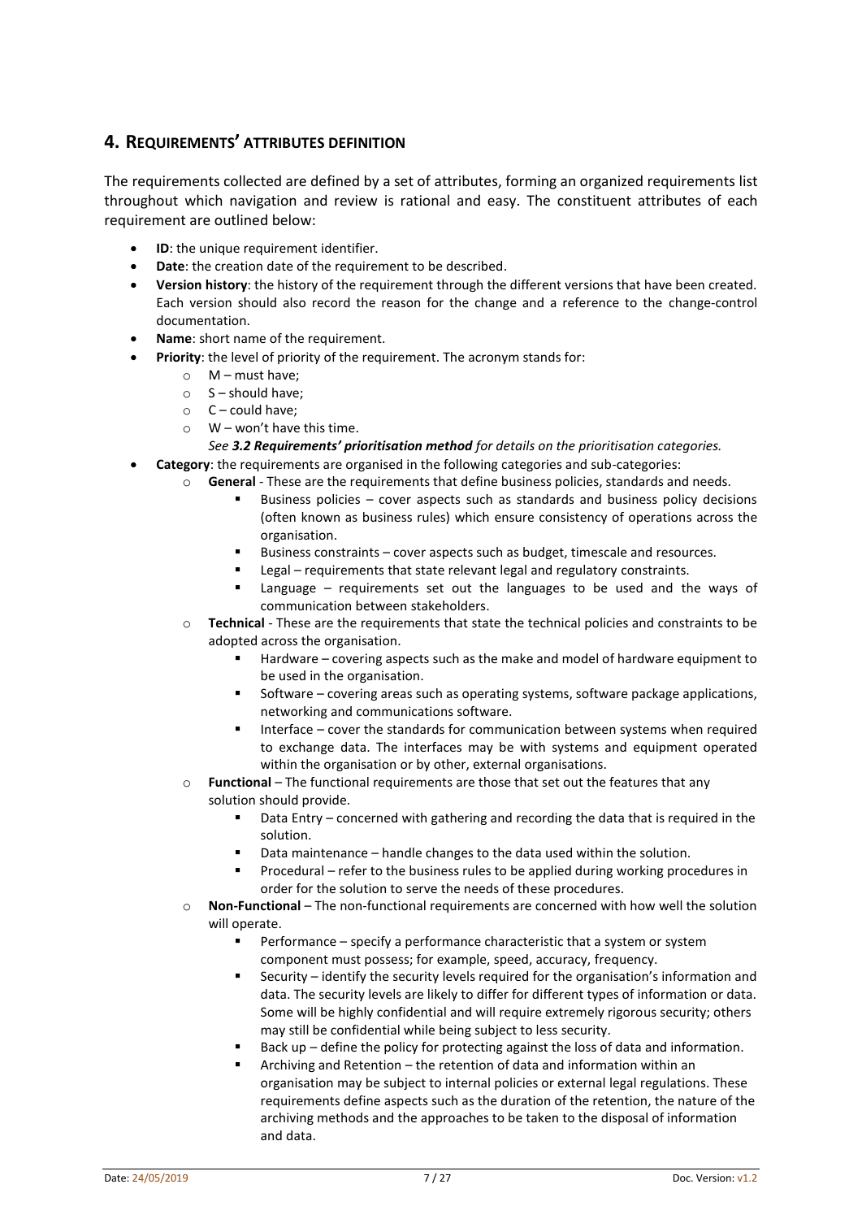## 4. Requirements' attributes definition

The requirements collected are defined by a set of attributes, forming an organized requirements list throughout which navigation and review is rational and easy. The constituent attributes of each requirement are outlined below:

- **ID**: the unique requirement identifier.
- **Date**: the creation date of the requirement to be described.
- **Version history**: the history of the requirement through the different versions that have been created. Each version should also record the reason for the change and a reference to the change-control documentation.
- **Name**: short name of the requirement.
- **Priority**: the level of priority of the requirement. The acronym stands for:
  - M – must have;
  - S – should have;
  - C – could have;
  - W – won't have this time.

    *See **3.2 Requirements' prioritisation method** for details on the prioritisation categories.*
- **Category**: the requirements are organised in the following categories and sub-categories:
  - **General** - These are the requirements that define business policies, standards and needs.
    - Business policies – cover aspects such as standards and business policy decisions (often known as business rules) which ensure consistency of operations across the organisation.
    - Business constraints – cover aspects such as budget, timescale and resources.
    - Legal – requirements that state relevant legal and regulatory constraints.
    - Language – requirements set out the languages to be used and the ways of communication between stakeholders.
  - **Technical** - These are the requirements that state the technical policies and constraints to be adopted across the organisation.
    - Hardware – covering aspects such as the make and model of hardware equipment to be used in the organisation.
    - Software – covering areas such as operating systems, software package applications, networking and communications software.
    - Interface – cover the standards for communication between systems when required to exchange data. The interfaces may be with systems and equipment operated within the organisation or by other, external organisations.
  - **Functional** – The functional requirements are those that set out the features that any solution should provide.
    - Data Entry – concerned with gathering and recording the data that is required in the solution.
    - Data maintenance – handle changes to the data used within the solution.
    - Procedural – refer to the business rules to be applied during working procedures in order for the solution to serve the needs of these procedures.
  - **Non-Functional** – The non-functional requirements are concerned with how well the solution will operate.
    - Performance – specify a performance characteristic that a system or system component must possess; for example, speed, accuracy, frequency.
    - Security – identify the security levels required for the organisation's information and data. The security levels are likely to differ for different types of information or data. Some will be highly confidential and will require extremely rigorous security; others may still be confidential while being subject to less security.
    - Back up – define the policy for protecting against the loss of data and information.
    - Archiving and Retention – the retention of data and information within an organisation may be subject to internal policies or external legal regulations. These requirements define aspects such as the duration of the retention, the nature of the archiving methods and the approaches to be taken to the disposal of information and data.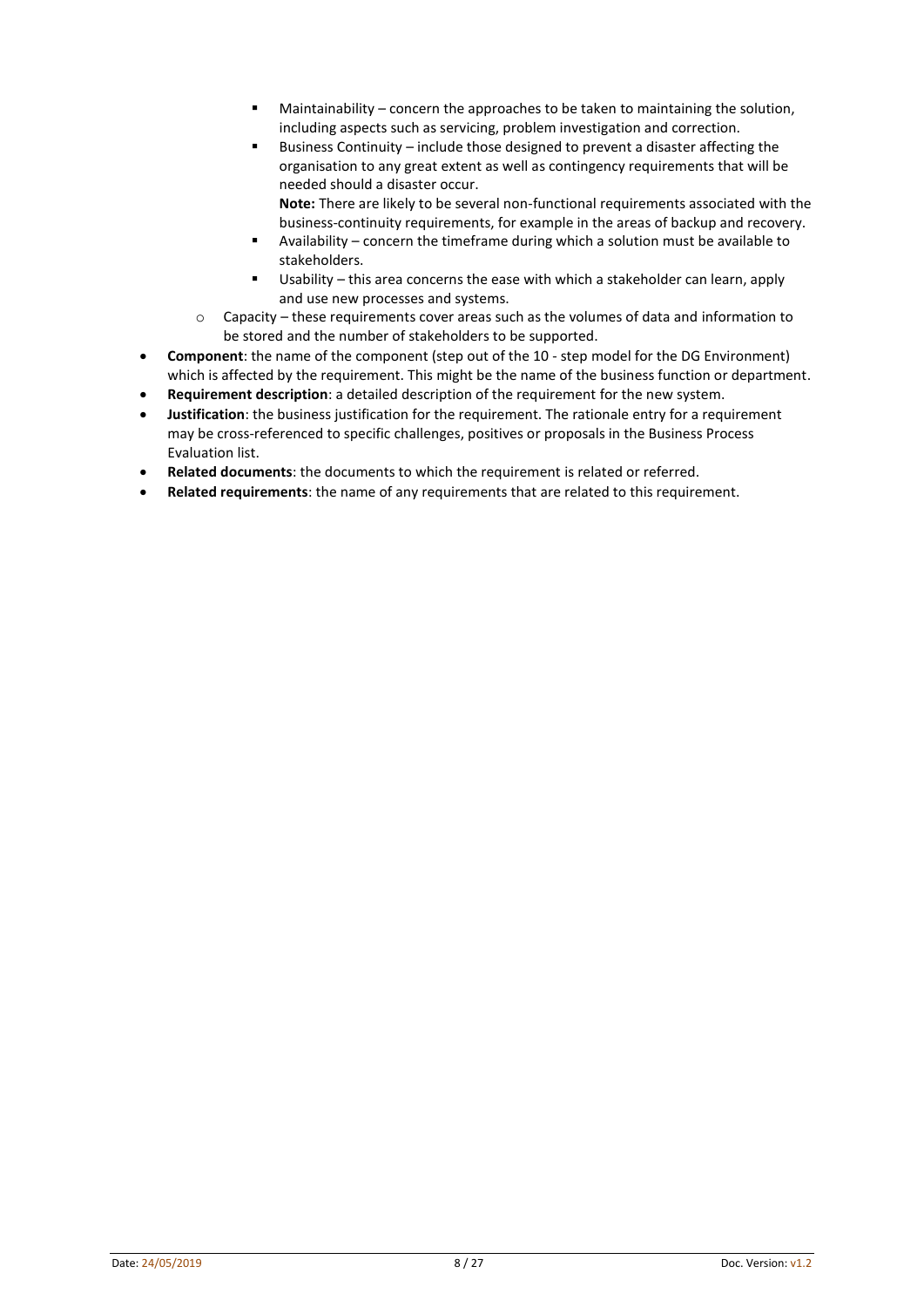- Maintainability – concern the approaches to be taken to maintaining the solution, including aspects such as servicing, problem investigation and correction.
        - Business Continuity – include those designed to prevent a disaster affecting the organisation to any great extent as well as contingency requirements that will be needed should a disaster occur.
          **Note:** There are likely to be several non-functional requirements associated with the business-continuity requirements, for example in the areas of backup and recovery.
        - Availability – concern the timeframe during which a solution must be available to stakeholders.
        - Usability – this area concerns the ease with which a stakeholder can learn, apply and use new processes and systems.
    - Capacity – these requirements cover areas such as the volumes of data and information to be stored and the number of stakeholders to be supported.
- **Component**: the name of the component (step out of the 10 - step model for the DG Environment) which is affected by the requirement. This might be the name of the business function or department.
- **Requirement description**: a detailed description of the requirement for the new system.
- **Justification**: the business justification for the requirement. The rationale entry for a requirement may be cross-referenced to specific challenges, positives or proposals in the Business Process Evaluation list.
- **Related documents**: the documents to which the requirement is related or referred.
- **Related requirements**: the name of any requirements that are related to this requirement.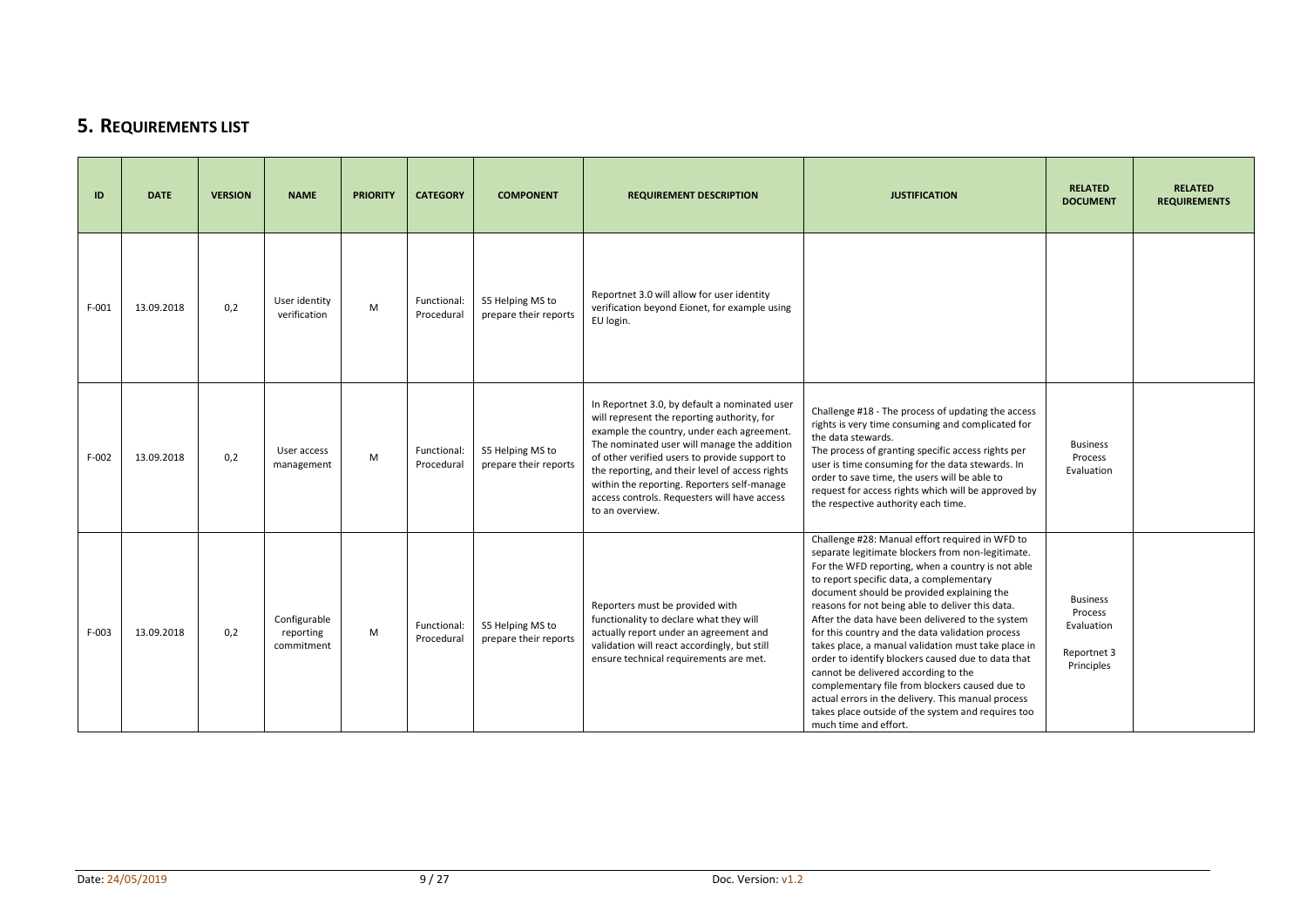# 5. Requirements List

| ID | DATE | VERSION | NAME | PRIORITY | CATEGORY | COMPONENT | REQUIREMENT DESCRIPTION | JUSTIFICATION | RELATED DOCUMENT | RELATED REQUIREMENTS |
|---|---|---|---|---|---|---|---|---|---|---|
| F-001 | 13.09.2018 | 0,2 | User identity verification | M | Functional: Procedural | S5 Helping MS to prepare their reports | Reportnet 3.0 will allow for user identity verification beyond Eionet, for example using EU login. | | | |
| F-002 | 13.09.2018 | 0,2 | User access management | M | Functional: Procedural | S5 Helping MS to prepare their reports | In Reportnet 3.0, by default a nominated user will represent the reporting authority, for example the country, under each agreement. The nominated user will manage the addition of other verified users to provide support to the reporting, and their level of access rights within the reporting. Reporters self-manage access controls. Requesters will have access to an overview. | Challenge #18 - The process of updating the access rights is very time consuming and complicated for the data stewards.<br>The process of granting specific access rights per user is time consuming for the data stewards. In order to save time, the users will be able to request for access rights which will be approved by the respective authority each time. | Business Process Evaluation | |
| F-003 | 13.09.2018 | 0,2 | Configurable reporting commitment | M | Functional: Procedural | S5 Helping MS to prepare their reports | Reporters must be provided with functionality to declare what they will actually report under an agreement and validation will react accordingly, but still ensure technical requirements are met. | Challenge #28: Manual effort required in WFD to separate legitimate blockers from non-legitimate. For the WFD reporting, when a country is not able to report specific data, a complementary document should be provided explaining the reasons for not being able to deliver this data. After the data have been delivered to the system for this country and the data validation process takes place, a manual validation must take place in order to identify blockers caused due to data that cannot be delivered according to the complementary file from blockers caused due to actual errors in the delivery. This manual process takes place outside of the system and requires too much time and effort. | Business Process Evaluation<br><br>Reportnet 3 Principles | |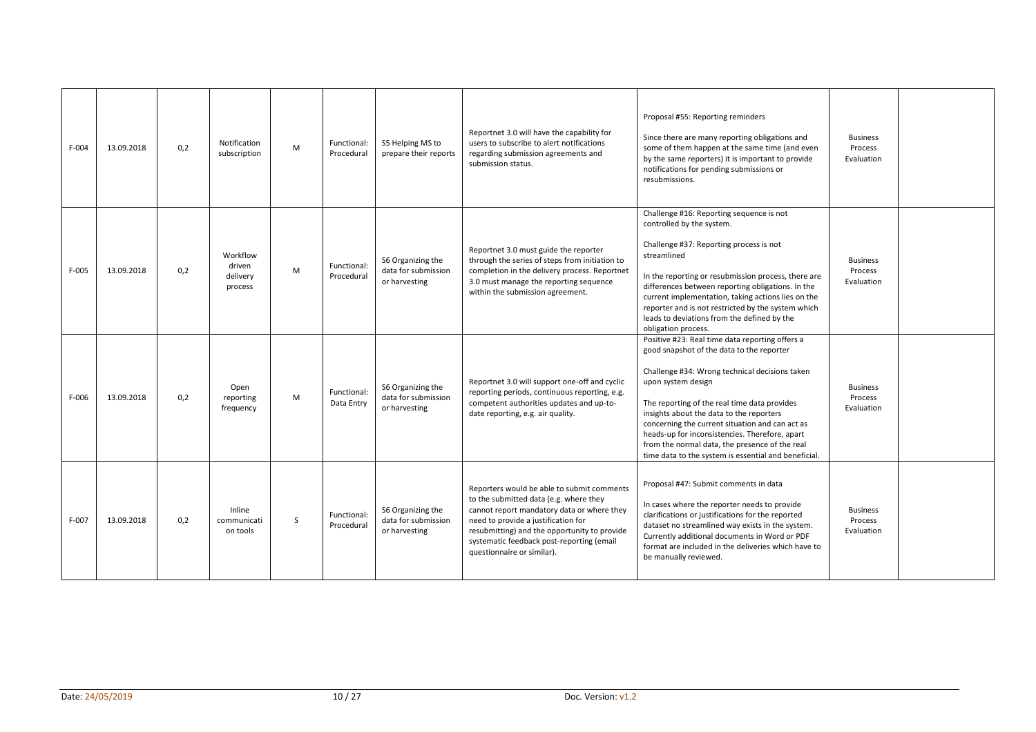| F-004 | 13.09.2018 | 0,2 | Notification subscription | M | Functional: Procedural | S5 Helping MS to prepare their reports | Reportnet 3.0 will have the capability for users to subscribe to alert notifications regarding submission agreements and submission status. | Proposal #55: Reporting reminders<br><br>Since there are many reporting obligations and some of them happen at the same time (and even by the same reporters) it is important to provide notifications for pending submissions or resubmissions. | Business Process Evaluation | |
|---|---|---|---|---|---|---|---|---|---|---|
| F-005 | 13.09.2018 | 0,2 | Workflow driven delivery process | M | Functional: Procedural | S6 Organizing the data for submission or harvesting | Reportnet 3.0 must guide the reporter through the series of steps from initiation to completion in the delivery process. Reportnet 3.0 must manage the reporting sequence within the submission agreement. | Challenge #16: Reporting sequence is not controlled by the system.<br><br>Challenge #37: Reporting process is not streamlined<br><br>In the reporting or resubmission process, there are differences between reporting obligations. In the current implementation, taking actions lies on the reporter and is not restricted by the system which leads to deviations from the defined by the obligation process. | Business Process Evaluation | |
| F-006 | 13.09.2018 | 0,2 | Open reporting frequency | M | Functional: Data Entry | S6 Organizing the data for submission or harvesting | Reportnet 3.0 will support one-off and cyclic reporting periods, continuous reporting, e.g. competent authorities updates and up-to-date reporting, e.g. air quality. | Positive #23: Real time data reporting offers a good snapshot of the data to the reporter<br><br>Challenge #34: Wrong technical decisions taken upon system design<br><br>The reporting of the real time data provides insights about the data to the reporters concerning the current situation and can act as heads-up for inconsistencies. Therefore, apart from the normal data, the presence of the real time data to the system is essential and beneficial. | Business Process Evaluation | |
| F-007 | 13.09.2018 | 0,2 | Inline communications tools | S | Functional: Procedural | S6 Organizing the data for submission or harvesting | Reporters would be able to submit comments to the submitted data (e.g. where they cannot report mandatory data or where they need to provide a justification for resubmitting) and the opportunity to provide systematic feedback post-reporting (email questionnaire or similar). | Proposal #47: Submit comments in data<br><br>In cases where the reporter needs to provide clarifications or justifications for the reported dataset no streamlined way exists in the system. Currently additional documents in Word or PDF format are included in the deliveries which have to be manually reviewed. | Business Process Evaluation | |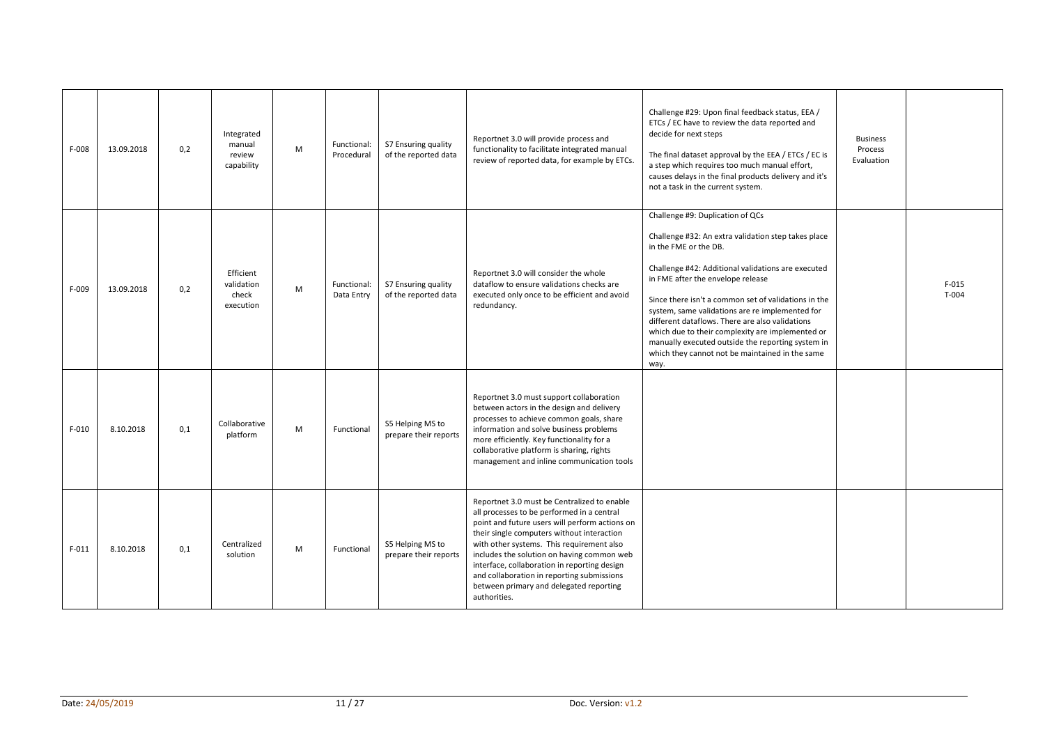| F-008 | 13.09.2018 | 0,2 | Integrated manual review capability | M | Functional: Procedural | S7 Ensuring quality of the reported data | Reportnet 3.0 will provide process and functionality to facilitate integrated manual review of reported data, for example by ETCs. | Challenge #29: Upon final feedback status, EEA / ETCs / EC have to review the data reported and decide for next steps<br><br>The final dataset approval by the EEA / ETCs / EC is a step which requires too much manual effort, causes delays in the final products delivery and it's not a task in the current system. | Business Process Evaluation | |
|---|---|---|---|---|---|---|---|---|---|---|
| F-009 | 13.09.2018 | 0,2 | Efficient validation check execution | M | Functional: Data Entry | S7 Ensuring quality of the reported data | Reportnet 3.0 will consider the whole dataflow to ensure validations checks are executed only once to be efficient and avoid redundancy. | Challenge #9: Duplication of QCs<br><br>Challenge #32: An extra validation step takes place in the FME or the DB.<br><br>Challenge #42: Additional validations are executed in FME after the envelope release<br><br>Since there isn't a common set of validations in the system, same validations are re implemented for different dataflows. There are also validations which due to their complexity are implemented or manually executed outside the reporting system in which they cannot not be maintained in the same way. | | F-015<br>T-004 |
| F-010 | 8.10.2018 | 0,1 | Collaborative platform | M | Functional | S5 Helping MS to prepare their reports | Reportnet 3.0 must support collaboration between actors in the design and delivery processes to achieve common goals, share information and solve business problems more efficiently. Key functionality for a collaborative platform is sharing, rights management and inline communication tools | | | |
| F-011 | 8.10.2018 | 0,1 | Centralized solution | M | Functional | S5 Helping MS to prepare their reports | Reportnet 3.0 must be Centralized to enable all processes to be performed in a central point and future users will perform actions on their single computers without interaction with other systems. This requirement also includes the solution on having common web interface, collaboration in reporting design and collaboration in reporting submissions between primary and delegated reporting authorities. | | | |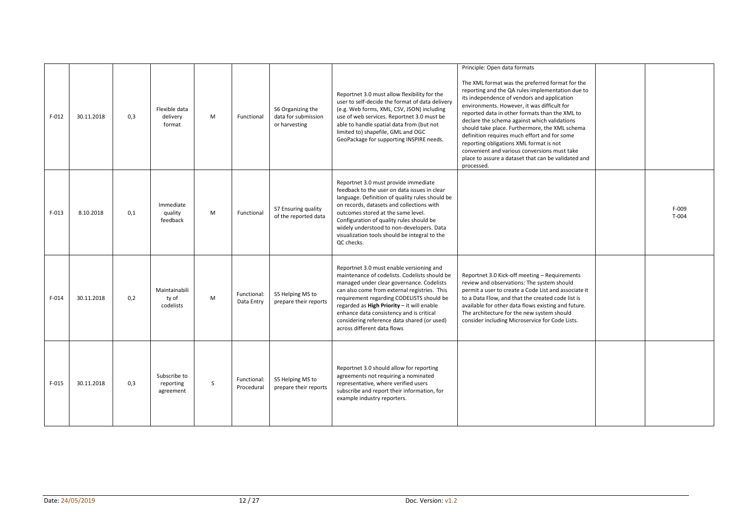| F-012 | 30.11.2018 | 0,3 | Flexible data delivery format | M | Functional | S6 Organizing the data for submission or harvesting | Reportnet 3.0 must allow flexibility for the user to self-decide the format of data delivery (e.g. Web forms, XML, CSV, JSON) including use of web services. Reportnet 3.0 must be able to handle spatial data from (but not limited to) shapefile, GML and OGC GeoPackage for supporting INSPIRE needs. | Principle: Open data formats<br><br>The XML format was the preferred format for the reporting and the QA rules implementation due to its independence of vendors and application environments. However, it was difficult for reported data in other formats than the XML to declare the schema against which validations should take place. Furthermore, the XML schema definition requires much effort and for some reporting obligations XML format is not convenient and various conversions must take place to assure a dataset that can be validated and processed. | | |
|---|---|---|---|---|---|---|---|---|---|---|
| F-013 | 8.10.2018 | 0,1 | Immediate quality feedback | M | Functional | S7 Ensuring quality of the reported data | Reportnet 3.0 must provide immediate feedback to the user on data issues in clear language. Definition of quality rules should be on records, datasets and collections with outcomes stored at the same level. Configuration of quality rules should be widely understood to non-developers. Data visualization tools should be integral to the QC checks. | | | F-009<br>T-004 |
| F-014 | 30.11.2018 | 0,2 | Maintainability of codelists | M | Functional: Data Entry | S5 Helping MS to prepare their reports | Reportnet 3.0 must enable versioning and maintenance of codelists. Codelists should be managed under clear governance. Codelists can also come from external registries. This requirement regarding CODELISTS should be regarded as **High Priority** – it will enable enhance data consistency and is critical considering reference data shared (or used) across different data flows | Reportnet 3.0 Kick-off meeting – Requirements review and observations: The system should permit a user to create a Code List and associate it to a Data Flow, and that the created code list is available for other data flows existing and future. The architecture for the new system should consider including Microservice for Code Lists. | | |
| F-015 | 30.11.2018 | 0,3 | Subscribe to reporting agreement | S | Functional: Procedural | S5 Helping MS to prepare their reports | Reportnet 3.0 should allow for reporting agreements not requiring a nominated representative, where verified users subscribe and report their information, for example industry reporters. | | | |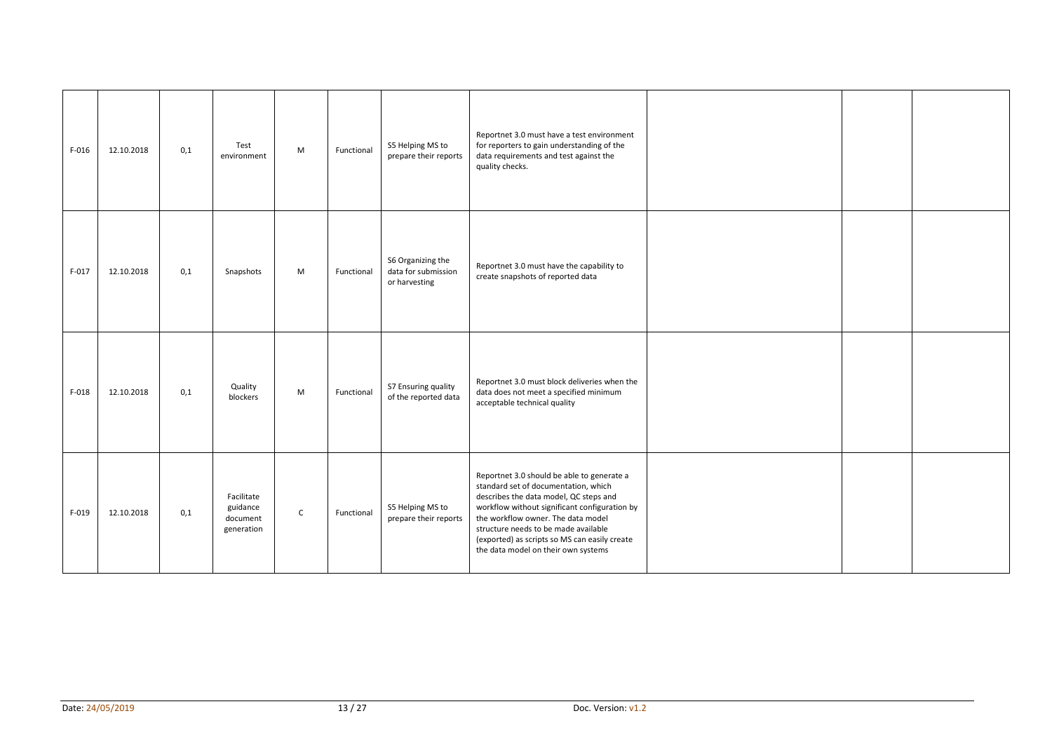| | | | | | | | | | | |
|---|---|---|---|---|---|---|---|---|---|---|
| F-016 | 12.10.2018 | 0,1 | Test environment | M | Functional | S5 Helping MS to prepare their reports | Reportnet 3.0 must have a test environment for reporters to gain understanding of the data requirements and test against the quality checks. | | | |
| F-017 | 12.10.2018 | 0,1 | Snapshots | M | Functional | S6 Organizing the data for submission or harvesting | Reportnet 3.0 must have the capability to create snapshots of reported data | | | |
| F-018 | 12.10.2018 | 0,1 | Quality blockers | M | Functional | S7 Ensuring quality of the reported data | Reportnet 3.0 must block deliveries when the data does not meet a specified minimum acceptable technical quality | | | |
| F-019 | 12.10.2018 | 0,1 | Facilitate guidance document generation | C | Functional | S5 Helping MS to prepare their reports | Reportnet 3.0 should be able to generate a standard set of documentation, which describes the data model, QC steps and workflow without significant configuration by the workflow owner. The data model structure needs to be made available (exported) as scripts so MS can easily create the data model on their own systems | | | |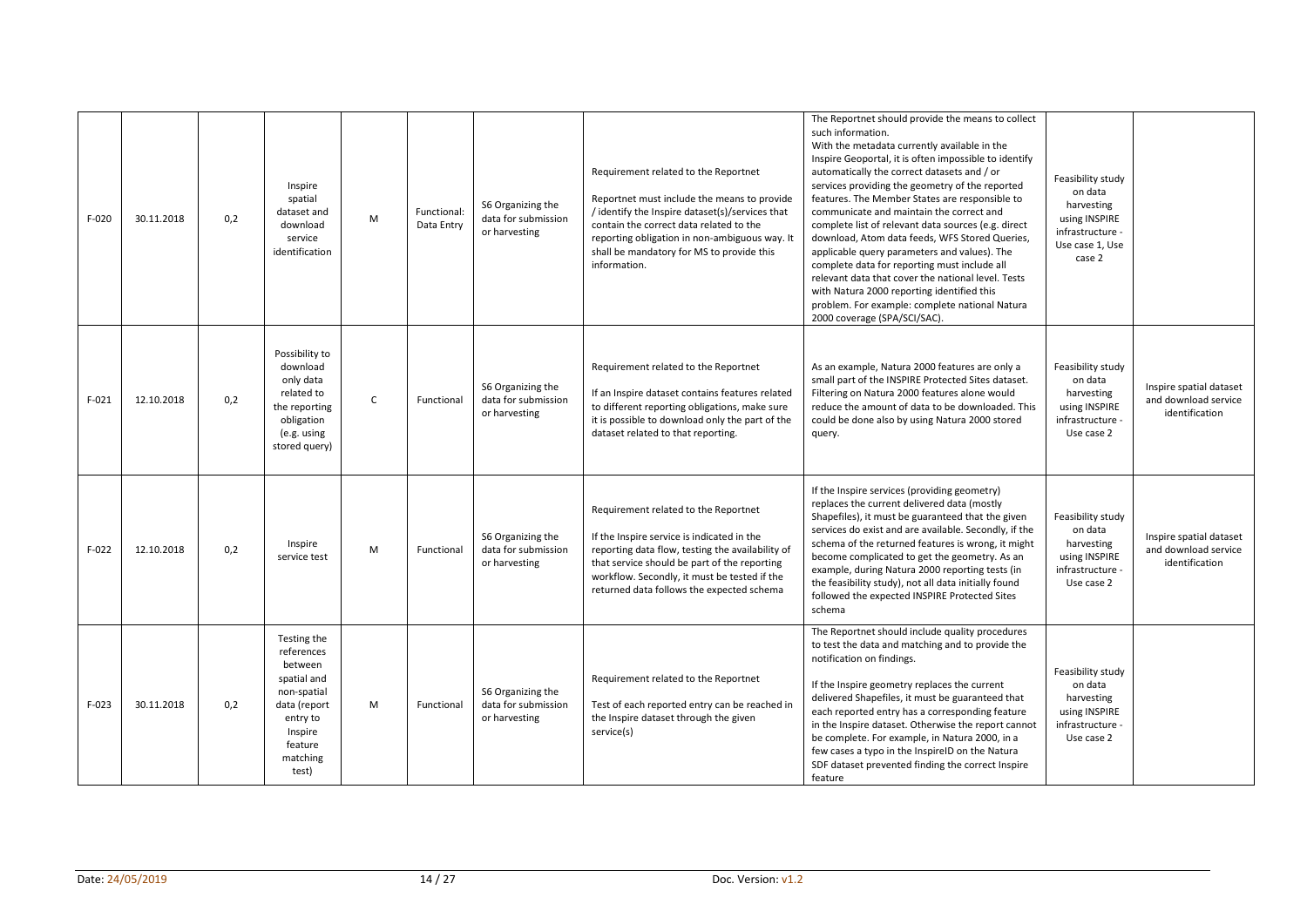| F-020 | 30.11.2018 | 0,2 | Inspire spatial dataset and download service identification | M | Functional: Data Entry | S6 Organizing the data for submission or harvesting | Requirement related to the Reportnet<br><br>Reportnet must include the means to provide / identify the Inspire dataset(s)/services that contain the correct data related to the reporting obligation in non-ambiguous way. It shall be mandatory for MS to provide this information. | The Reportnet should provide the means to collect such information.<br>With the metadata currently available in the Inspire Geoportal, it is often impossible to identify automatically the correct datasets and / or services providing the geometry of the reported features. The Member States are responsible to communicate and maintain the correct and complete list of relevant data sources (e.g. direct download, Atom data feeds, WFS Stored Queries, applicable query parameters and values). The complete data for reporting must include all relevant data that cover the national level. Tests with Natura 2000 reporting identified this problem. For example: complete national Natura 2000 coverage (SPA/SCI/SAC). | Feasibility study on data harvesting using INSPIRE infrastructure - Use case 1, Use case 2 | |
|---|---|---|---|---|---|---|---|---|---|---|
| F-021 | 12.10.2018 | 0,2 | Possibility to download only data related to the reporting obligation (e.g. using stored query) | C | Functional | S6 Organizing the data for submission or harvesting | Requirement related to the Reportnet<br><br>If an Inspire dataset contains features related to different reporting obligations, make sure it is possible to download only the part of the dataset related to that reporting. | As an example, Natura 2000 features are only a small part of the INSPIRE Protected Sites dataset. Filtering on Natura 2000 features alone would reduce the amount of data to be downloaded. This could be done also by using Natura 2000 stored query. | Feasibility study on data harvesting using INSPIRE infrastructure - Use case 2 | Inspire spatial dataset and download service identification |
| F-022 | 12.10.2018 | 0,2 | Inspire service test | M | Functional | S6 Organizing the data for submission or harvesting | Requirement related to the Reportnet<br><br>If the Inspire service is indicated in the reporting data flow, testing the availability of that service should be part of the reporting workflow. Secondly, it must be tested if the returned data follows the expected schema | If the Inspire services (providing geometry) replaces the current delivered data (mostly Shapefiles), it must be guaranteed that the given services do exist and are available. Secondly, if the schema of the returned features is wrong, it might become complicated to get the geometry. As an example, during Natura 2000 reporting tests (in the feasibility study), not all data initially found followed the expected INSPIRE Protected Sites schema | Feasibility study on data harvesting using INSPIRE infrastructure - Use case 2 | Inspire spatial dataset and download service identification |
| F-023 | 30.11.2018 | 0,2 | Testing the references between spatial and non-spatial data (report entry to Inspire feature matching test) | M | Functional | S6 Organizing the data for submission or harvesting | Requirement related to the Reportnet<br><br>Test of each reported entry can be reached in the Inspire dataset through the given service(s) | The Reportnet should include quality procedures to test the data and matching and to provide the notification on findings.<br><br>If the Inspire geometry replaces the current delivered Shapefiles, it must be guaranteed that each reported entry has a corresponding feature in the Inspire dataset. Otherwise the report cannot be complete. For example, in Natura 2000, in a few cases a typo in the InspireID on the Natura SDF dataset prevented finding the correct Inspire feature | Feasibility study on data harvesting using INSPIRE infrastructure - Use case 2 | |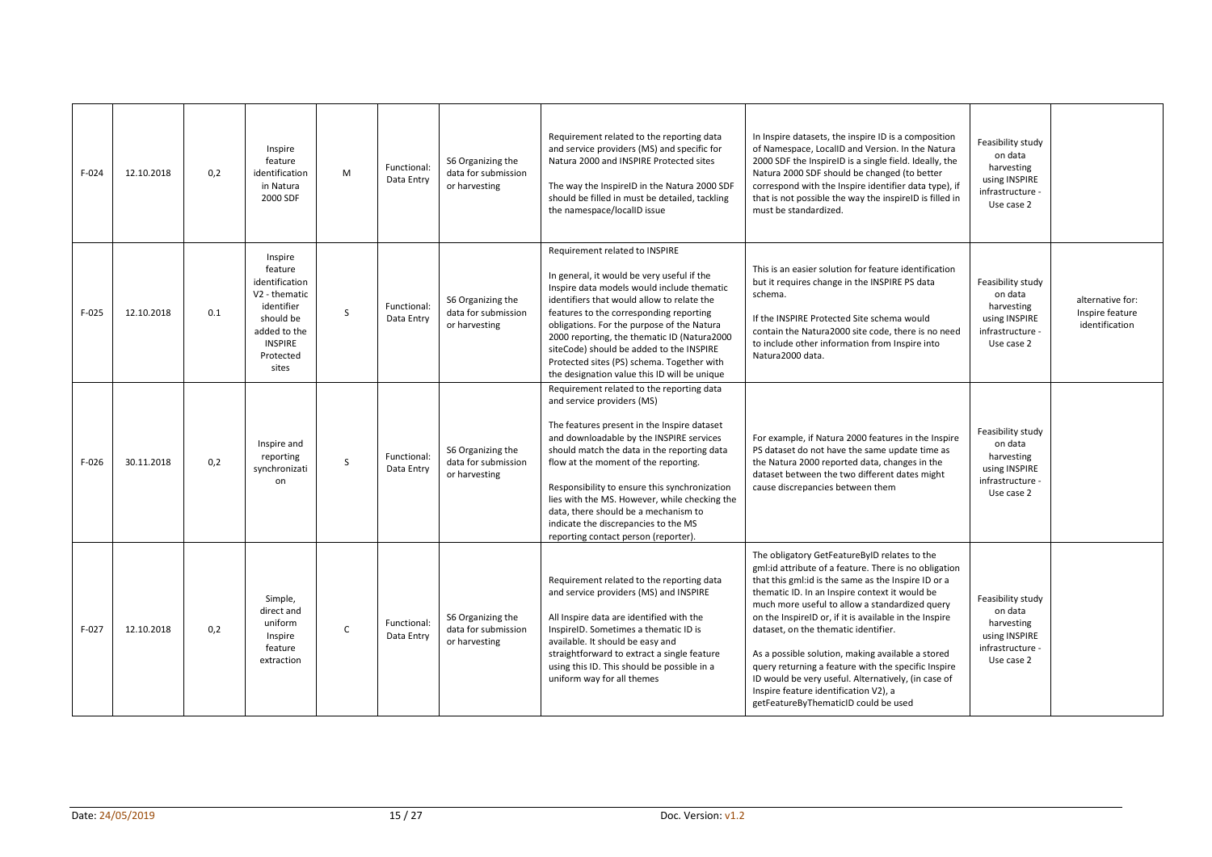| F-024 | 12.10.2018 | 0,2 | Inspire feature identification in Natura 2000 SDF | M | Functional: Data Entry | S6 Organizing the data for submission or harvesting | Requirement related to the reporting data and service providers (MS) and specific for Natura 2000 and INSPIRE Protected sites<br><br>The way the InspireID in the Natura 2000 SDF should be filled in must be detailed, tackling the namespace/localID issue | In Inspire datasets, the inspire ID is a composition of Namespace, LocalID and Version. In the Natura 2000 SDF the InspireID is a single field. Ideally, the Natura 2000 SDF should be changed (to better correspond with the Inspire identifier data type), if that is not possible the way the inspireID is filled in must be standardized. | Feasibility study on data harvesting using INSPIRE infrastructure - Use case 2 | |
|---|---|---|---|---|---|---|---|---|---|---|
| F-025 | 12.10.2018 | 0.1 | Inspire feature identification V2 - thematic identifier should be added to the INSPIRE Protected sites | S | Functional: Data Entry | S6 Organizing the data for submission or harvesting | Requirement related to INSPIRE<br><br>In general, it would be very useful if the Inspire data models would include thematic identifiers that would allow to relate the features to the corresponding reporting obligations. For the purpose of the Natura 2000 reporting, the thematic ID (Natura2000 siteCode) should be added to the INSPIRE Protected sites (PS) schema. Together with the designation value this ID will be unique | This is an easier solution for feature identification but it requires change in the INSPIRE PS data schema.<br><br>If the INSPIRE Protected Site schema would contain the Natura2000 site code, there is no need to include other information from Inspire into Natura2000 data. | Feasibility study on data harvesting using INSPIRE infrastructure - Use case 2 | alternative for: Inspire feature identification |
| F-026 | 30.11.2018 | 0,2 | Inspire and reporting synchronization | S | Functional: Data Entry | S6 Organizing the data for submission or harvesting | Requirement related to the reporting data and service providers (MS)<br><br>The features present in the Inspire dataset and downloadable by the INSPIRE services should match the data in the reporting data flow at the moment of the reporting.<br><br>Responsibility to ensure this synchronization lies with the MS. However, while checking the data, there should be a mechanism to indicate the discrepancies to the MS reporting contact person (reporter). | For example, if Natura 2000 features in the Inspire PS dataset do not have the same update time as the Natura 2000 reported data, changes in the dataset between the two different dates might cause discrepancies between them | Feasibility study on data harvesting using INSPIRE infrastructure - Use case 2 | |
| F-027 | 12.10.2018 | 0,2 | Simple, direct and uniform Inspire feature extraction | C | Functional: Data Entry | S6 Organizing the data for submission or harvesting | Requirement related to the reporting data and service providers (MS) and INSPIRE<br><br>All Inspire data are identified with the InspireID. Sometimes a thematic ID is available. It should be easy and straightforward to extract a single feature using this ID. This should be possible in a uniform way for all themes | The obligatory GetFeatureByID relates to the gml:id attribute of a feature. There is no obligation that this gml:id is the same as the Inspire ID or a thematic ID. In an Inspire context it would be much more useful to allow a standardized query on the InspireID or, if it is available in the Inspire dataset, on the thematic identifier.<br><br>As a possible solution, making available a stored query returning a feature with the specific Inspire ID would be very useful. Alternatively, (in case of Inspire feature identification V2), a getFeatureByThematicID could be used | Feasibility study on data harvesting using INSPIRE infrastructure - Use case 2 | |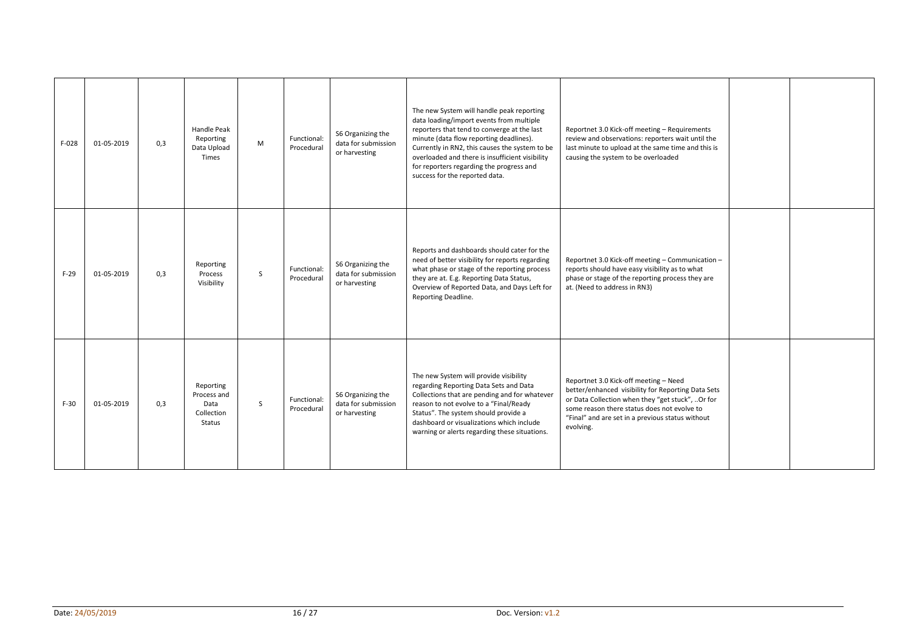| F-028 | 01-05-2019 | 0,3 | Handle Peak Reporting Data Upload Times | M | Functional: Procedural | S6 Organizing the data for submission or harvesting | The new System will handle peak reporting data loading/import events from multiple reporters that tend to converge at the last minute (data flow reporting deadlines). Currently in RN2, this causes the system to be overloaded and there is insufficient visibility for reporters regarding the progress and success for the reported data. | Reportnet 3.0 Kick-off meeting – Requirements review and observations: reporters wait until the last minute to upload at the same time and this is causing the system to be overloaded | | |
|---|---|---|---|---|---|---|---|---|---|---|
| F-29 | 01-05-2019 | 0,3 | Reporting Process Visibility | S | Functional: Procedural | S6 Organizing the data for submission or harvesting | Reports and dashboards should cater for the need of better visibility for reports regarding what phase or stage of the reporting process they are at. E.g. Reporting Data Status, Overview of Reported Data, and Days Left for Reporting Deadline. | Reportnet 3.0 Kick-off meeting – Communication – reports should have easy visibility as to what phase or stage of the reporting process they are at. (Need to address in RN3) | | |
| F-30 | 01-05-2019 | 0,3 | Reporting Process and Data Collection Status | S | Functional: Procedural | S6 Organizing the data for submission or harvesting | The new System will provide visibility regarding Reporting Data Sets and Data Collections that are pending and for whatever reason to not evolve to a "Final/Ready Status". The system should provide a dashboard or visualizations which include warning or alerts regarding these situations. | Reportnet 3.0 Kick-off meeting – Need better/enhanced visibility for Reporting Data Sets or Data Collection when they "get stuck", ..Or for some reason there status does not evolve to "Final" and are set in a previous status without evolving. | | |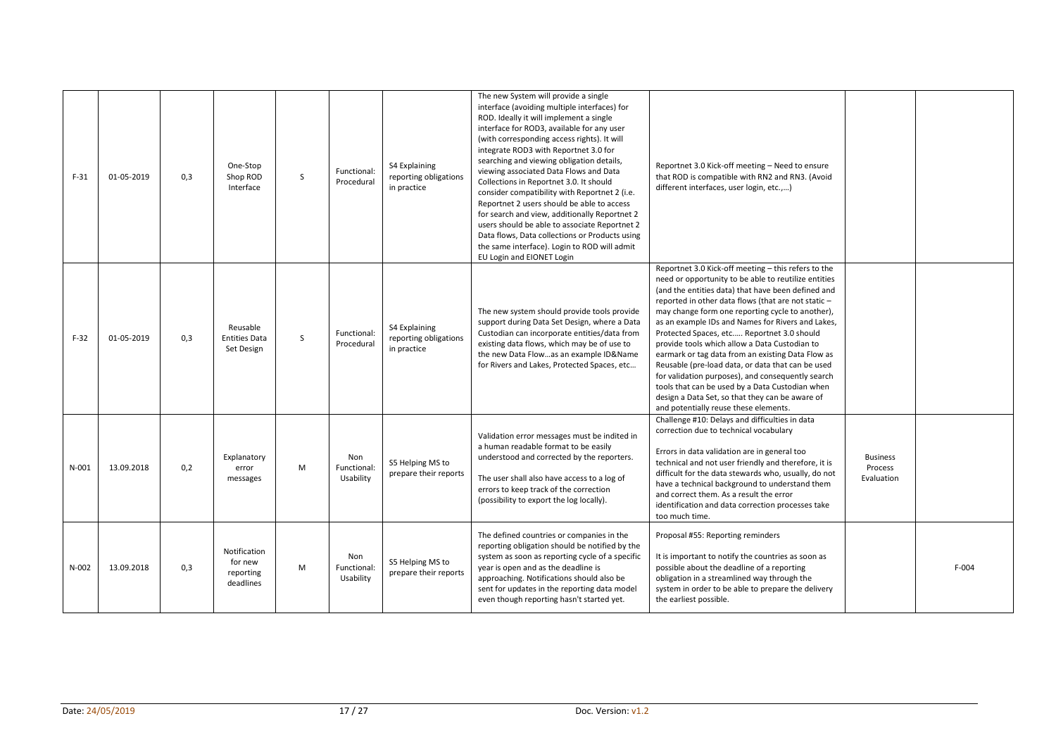| F-31 | 01-05-2019 | 0,3 | One-Stop Shop ROD Interface | S | Functional: Procedural | S4 Explaining reporting obligations in practice | The new System will provide a single interface (avoiding multiple interfaces) for ROD. Ideally it will implement a single interface for ROD3, available for any user (with corresponding access rights). It will integrate ROD3 with Reportnet 3.0 for searching and viewing obligation details, viewing associated Data Flows and Data Collections in Reportnet 3.0. It should consider compatibility with Reportnet 2 (i.e. Reportnet 2 users should be able to access for search and view, additionally Reportnet 2 users should be able to associate Reportnet 2 Data flows, Data collections or Products using the same interface). Login to ROD will admit EU Login and EIONET Login | Reportnet 3.0 Kick-off meeting – Need to ensure that ROD is compatible with RN2 and RN3. (Avoid different interfaces, user login, etc.,…) | | |
|---|---|---|---|---|---|---|---|---|---|---|
| F-32 | 01-05-2019 | 0,3 | Reusable Entities Data Set Design | S | Functional: Procedural | S4 Explaining reporting obligations in practice | The new system should provide tools provide support during Data Set Design, where a Data Custodian can incorporate entities/data from existing data flows, which may be of use to the new Data Flow…as an example ID&Name for Rivers and Lakes, Protected Spaces, etc… | Reportnet 3.0 Kick-off meeting – this refers to the need or opportunity to be able to reutilize entities (and the entities data) that have been defined and reported in other data flows (that are not static – may change form one reporting cycle to another), as an example IDs and Names for Rivers and Lakes, Protected Spaces, etc….. Reportnet 3.0 should provide tools which allow a Data Custodian to earmark or tag data from an existing Data Flow as Reusable (pre-load data, or data that can be used for validation purposes), and consequently search tools that can be used by a Data Custodian when design a Data Set, so that they can be aware of and potentially reuse these elements. | | |
| N-001 | 13.09.2018 | 0,2 | Explanatory error messages | M | Non Functional: Usability | S5 Helping MS to prepare their reports | Validation error messages must be indited in a human readable format to be easily understood and corrected by the reporters.<br><br>The user shall also have access to a log of errors to keep track of the correction (possibility to export the log locally). | Challenge #10: Delays and difficulties in data correction due to technical vocabulary<br><br>Errors in data validation are in general too technical and not user friendly and therefore, it is difficult for the data stewards who, usually, do not have a technical background to understand them and correct them. As a result the error identification and data correction processes take too much time. | Business Process Evaluation | |
| N-002 | 13.09.2018 | 0,3 | Notification for new reporting deadlines | M | Non Functional: Usability | S5 Helping MS to prepare their reports | The defined countries or companies in the reporting obligation should be notified by the system as soon as reporting cycle of a specific year is open and as the deadline is approaching. Notifications should also be sent for updates in the reporting data model even though reporting hasn't started yet. | Proposal #55: Reporting reminders<br><br>It is important to notify the countries as soon as possible about the deadline of a reporting obligation in a streamlined way through the system in order to be able to prepare the delivery the earliest possible. | | F-004 |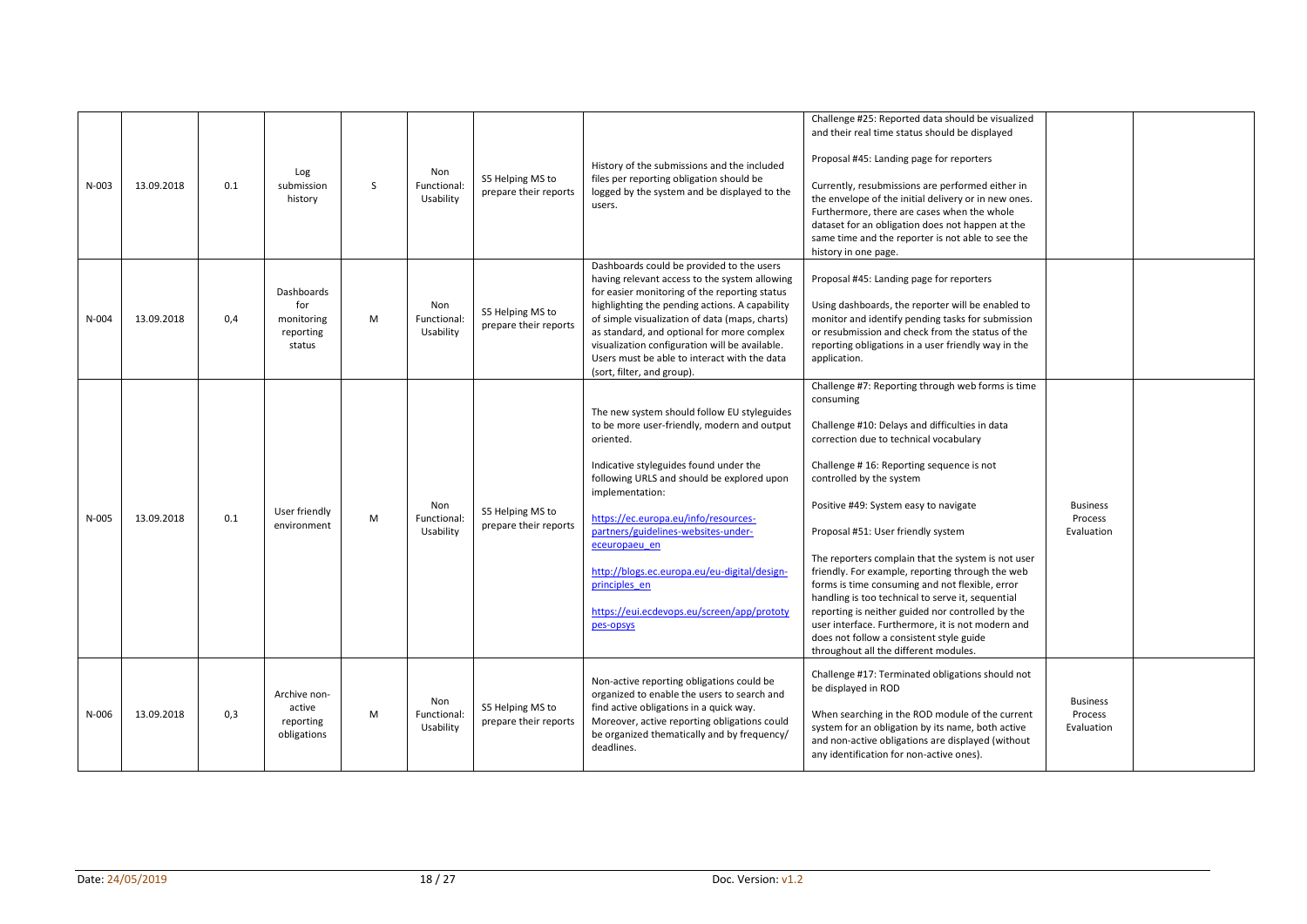| N-003 | 13.09.2018 | 0.1 | Log submission history | S | Non Functional: Usability | S5 Helping MS to prepare their reports | History of the submissions and the included files per reporting obligation should be logged by the system and be displayed to the users. | Challenge #25: Reported data should be visualized and their real time status should be displayed<br><br>Proposal #45: Landing page for reporters<br><br>Currently, resubmissions are performed either in the envelope of the initial delivery or in new ones. Furthermore, there are cases when the whole dataset for an obligation does not happen at the same time and the reporter is not able to see the history in one page. | | |
|---|---|---|---|---|---|---|---|---|---|---|
| N-004 | 13.09.2018 | 0,4 | Dashboards for monitoring reporting status | M | Non Functional: Usability | S5 Helping MS to prepare their reports | Dashboards could be provided to the users having relevant access to the system allowing for easier monitoring of the reporting status highlighting the pending actions. A capability of simple visualization of data (maps, charts) as standard, and optional for more complex visualization configuration will be available. Users must be able to interact with the data (sort, filter, and group). | Proposal #45: Landing page for reporters<br><br>Using dashboards, the reporter will be enabled to monitor and identify pending tasks for submission or resubmission and check from the status of the reporting obligations in a user friendly way in the application. | | |
| N-005 | 13.09.2018 | 0.1 | User friendly environment | M | Non Functional: Usability | S5 Helping MS to prepare their reports | The new system should follow EU styleguides to be more user-friendly, modern and output oriented.<br><br>Indicative styleguides found under the following URLS and should be explored upon implementation:<br><br>https://ec.europa.eu/info/resources-partners/guidelines-websites-under-eceuropaeu_en<br><br>http://blogs.ec.europa.eu/eu-digital/design-principles_en<br><br>https://eui.ecdevops.eu/screen/app/prototypes-opsys | Challenge #7: Reporting through web forms is time consuming<br><br>Challenge #10: Delays and difficulties in data correction due to technical vocabulary<br><br>Challenge # 16: Reporting sequence is not controlled by the system<br><br>Positive #49: System easy to navigate<br><br>Proposal #51: User friendly system<br><br>The reporters complain that the system is not user friendly. For example, reporting through the web forms is time consuming and not flexible, error handling is too technical to serve it, sequential reporting is neither guided nor controlled by the user interface. Furthermore, it is not modern and does not follow a consistent style guide throughout all the different modules. | Business Process Evaluation | |
| N-006 | 13.09.2018 | 0,3 | Archive non-active reporting obligations | M | Non Functional: Usability | S5 Helping MS to prepare their reports | Non-active reporting obligations could be organized to enable the users to search and find active obligations in a quick way. Moreover, active reporting obligations could be organized thematically and by frequency/ deadlines. | Challenge #17: Terminated obligations should not be displayed in ROD<br><br>When searching in the ROD module of the current system for an obligation by its name, both active and non-active obligations are displayed (without any identification for non-active ones). | Business Process Evaluation | |

Date: 24/05/2019 Doc. Version: v1.2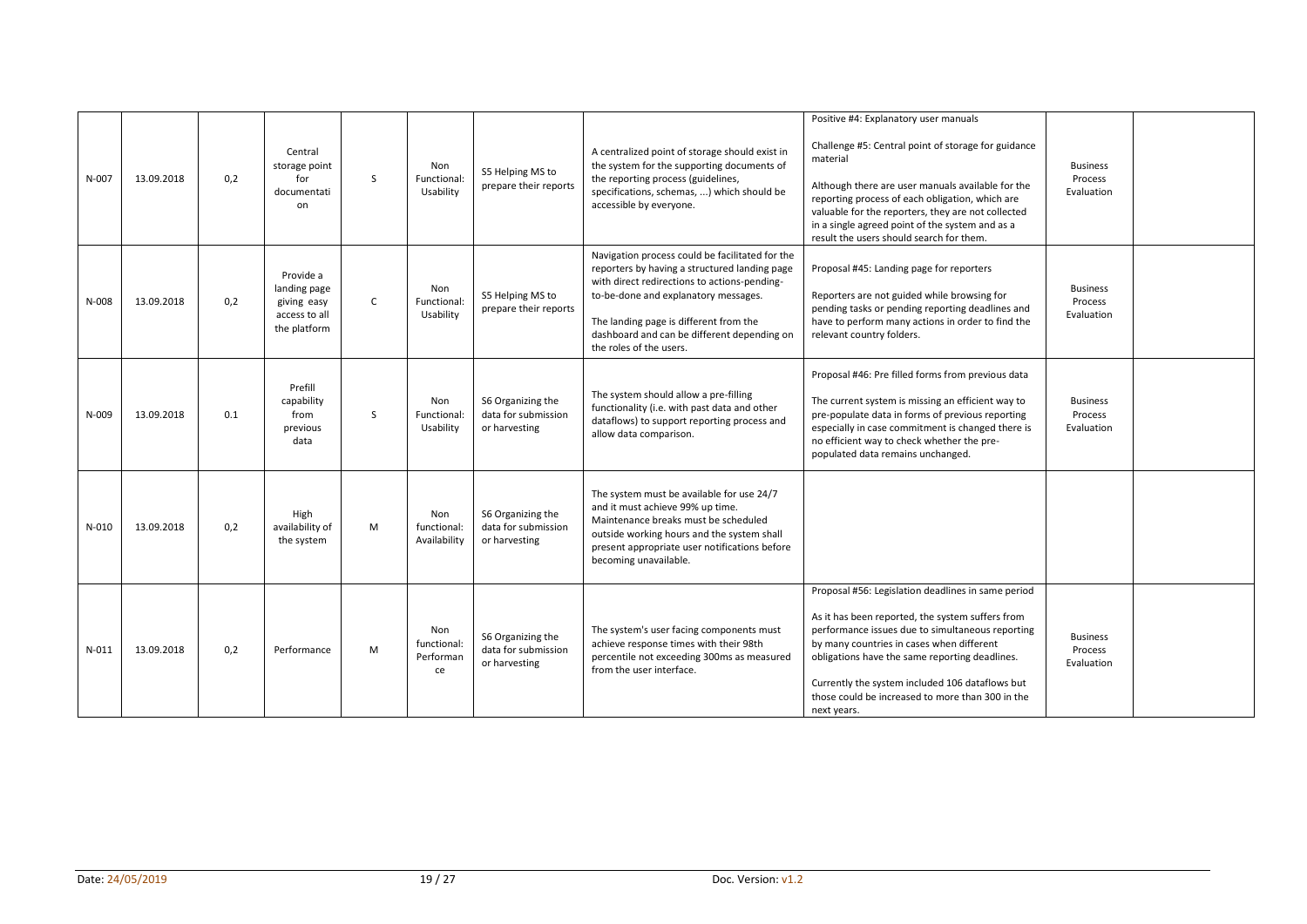| N-007 | 13.09.2018 | 0,2 | Central storage point for documentation | S | Non Functional: Usability | S5 Helping MS to prepare their reports | A centralized point of storage should exist in the system for the supporting documents of the reporting process (guidelines, specifications, schemas, ...) which should be accessible by everyone. | Positive #4: Explanatory user manuals<br><br>Challenge #5: Central point of storage for guidance material<br><br>Although there are user manuals available for the reporting process of each obligation, which are valuable for the reporters, they are not collected in a single agreed point of the system and as a result the users should search for them. | Business Process Evaluation | |
|---|---|---|---|---|---|---|---|---|---|---|
| N-008 | 13.09.2018 | 0,2 | Provide a landing page giving easy access to all the platform | C | Non Functional: Usability | S5 Helping MS to prepare their reports | Navigation process could be facilitated for the reporters by having a structured landing page with direct redirections to actions-pending-to-be-done and explanatory messages.<br><br>The landing page is different from the dashboard and can be different depending on the roles of the users. | Proposal #45: Landing page for reporters<br><br>Reporters are not guided while browsing for pending tasks or pending reporting deadlines and have to perform many actions in order to find the relevant country folders. | Business Process Evaluation | |
| N-009 | 13.09.2018 | 0.1 | Prefill capability from previous data | S | Non Functional: Usability | S6 Organizing the data for submission or harvesting | The system should allow a pre-filling functionality (i.e. with past data and other dataflows) to support reporting process and allow data comparison. | Proposal #46: Pre filled forms from previous data<br><br>The current system is missing an efficient way to pre-populate data in forms of previous reporting especially in case commitment is changed there is no efficient way to check whether the pre-populated data remains unchanged. | Business Process Evaluation | |
| N-010 | 13.09.2018 | 0,2 | High availability of the system | M | Non functional: Availability | S6 Organizing the data for submission or harvesting | The system must be available for use 24/7 and it must achieve 99% up time. Maintenance breaks must be scheduled outside working hours and the system shall present appropriate user notifications before becoming unavailable. | | | |
| N-011 | 13.09.2018 | 0,2 | Performance | M | Non functional: Performance | S6 Organizing the data for submission or harvesting | The system's user facing components must achieve response times with their 98th percentile not exceeding 300ms as measured from the user interface. | Proposal #56: Legislation deadlines in same period<br><br>As it has been reported, the system suffers from performance issues due to simultaneous reporting by many countries in cases when different obligations have the same reporting deadlines.<br><br>Currently the system included 106 dataflows but those could be increased to more than 300 in the next years. | Business Process Evaluation | |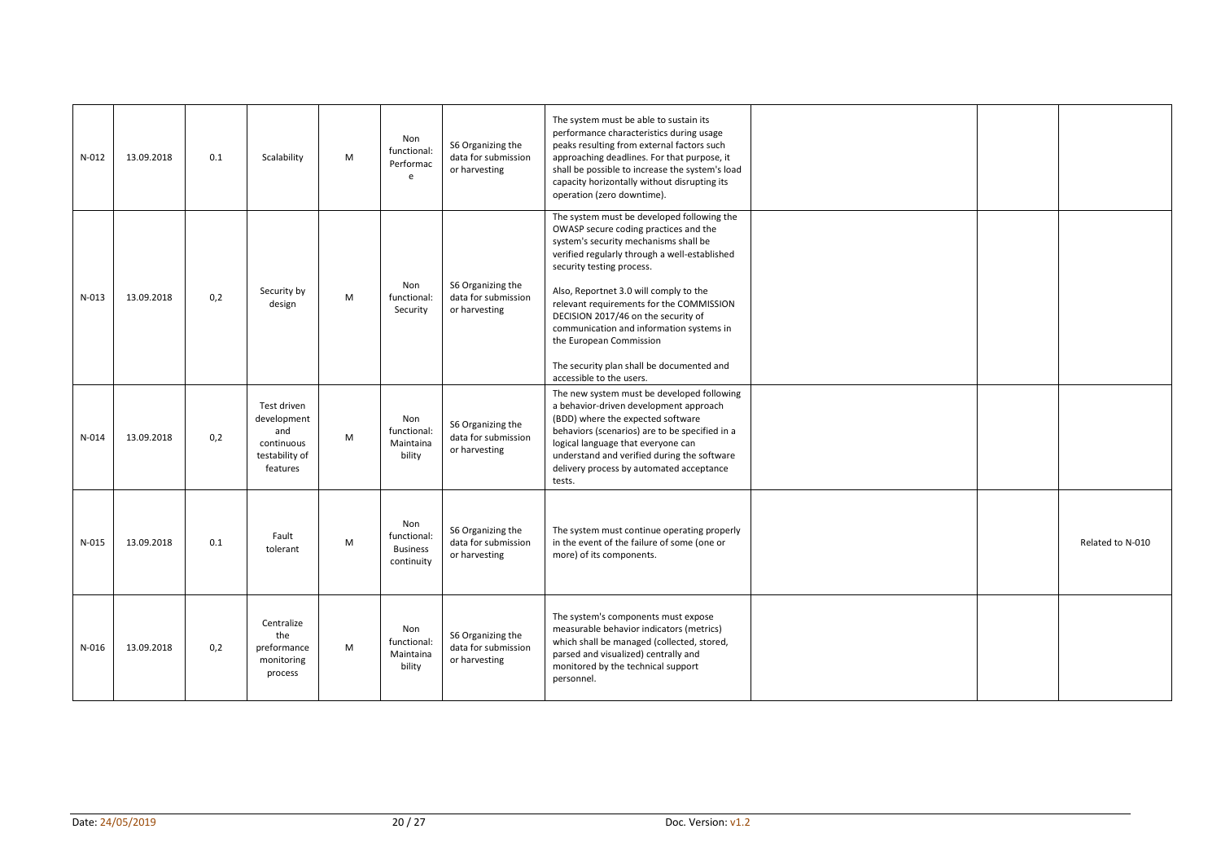| | | | | | | | | | | |
|---|---|---|---|---|---|---|---|---|---|---|
| N-012 | 13.09.2018 | 0.1 | Scalability | M | Non functional: Performace | S6 Organizing the data for submission or harvesting | The system must be able to sustain its performance characteristics during usage peaks resulting from external factors such approaching deadlines. For that purpose, it shall be possible to increase the system's load capacity horizontally without disrupting its operation (zero downtime). | | | |
| N-013 | 13.09.2018 | 0,2 | Security by design | M | Non functional: Security | S6 Organizing the data for submission or harvesting | The system must be developed following the OWASP secure coding practices and the system's security mechanisms shall be verified regularly through a well-established security testing process.<br><br>Also, Reportnet 3.0 will comply to the relevant requirements for the COMMISSION DECISION 2017/46 on the security of communication and information systems in the European Commission<br><br>The security plan shall be documented and accessible to the users. | | | |
| N-014 | 13.09.2018 | 0,2 | Test driven development and continuous testability of features | M | Non functional: Maintainability | S6 Organizing the data for submission or harvesting | The new system must be developed following a behavior-driven development approach (BDD) where the expected software behaviors (scenarios) are to be specified in a logical language that everyone can understand and verified during the software delivery process by automated acceptance tests. | | | |
| N-015 | 13.09.2018 | 0.1 | Fault tolerant | M | Non functional: Business continuity | S6 Organizing the data for submission or harvesting | The system must continue operating properly in the event of the failure of some (one or more) of its components. | | | Related to N-010 |
| N-016 | 13.09.2018 | 0,2 | Centralize the preformance monitoring process | M | Non functional: Maintainability | S6 Organizing the data for submission or harvesting | The system's components must expose measurable behavior indicators (metrics) which shall be managed (collected, stored, parsed and visualized) centrally and monitored by the technical support personnel. | | | |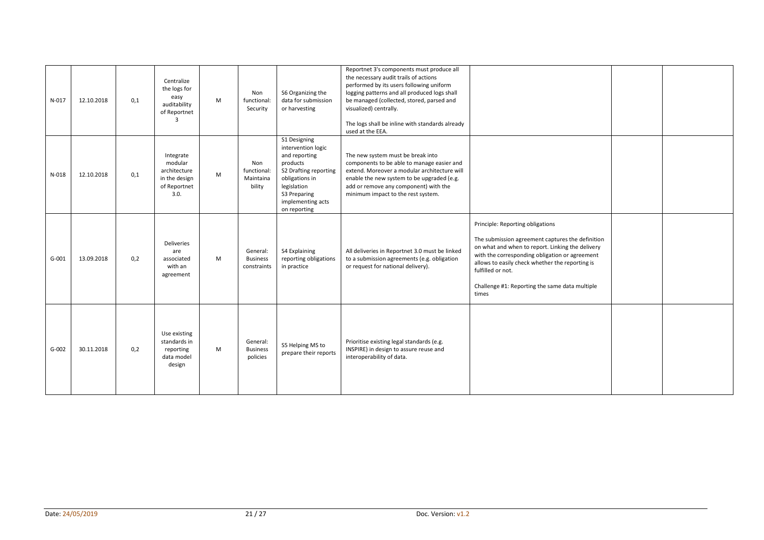| | | | | | | | | | | |
|---|---|---|---|---|---|---|---|---|---|---|
| N-017 | 12.10.2018 | 0,1 | Centralize the logs for easy auditability of Reportnet 3 | M | Non functional: Security | S6 Organizing the data for submission or harvesting | Reportnet 3's components must produce all the necessary audit trails of actions performed by its users following uniform logging patterns and all produced logs shall be managed (collected, stored, parsed and visualized) centrally.<br><br>The logs shall be inline with standards already used at the EEA. | | | |
| N-018 | 12.10.2018 | 0,1 | Integrate modular architecture in the design of Reportnet 3.0. | M | Non functional: Maintainability | S1 Designing intervention logic and reporting products<br>S2 Drafting reporting obligations in legislation<br>S3 Preparing implementing acts on reporting | The new system must be break into components to be able to manage easier and extend. Moreover a modular architecture will enable the new system to be upgraded (e.g. add or remove any component) with the minimum impact to the rest system. | | | |
| G-001 | 13.09.2018 | 0,2 | Deliveries are associated with an agreement | M | General: Business constraints | S4 Explaining reporting obligations in practice | All deliveries in Reportnet 3.0 must be linked to a submission agreements (e.g. obligation or request for national delivery). | Principle: Reporting obligations<br><br>The submission agreement captures the definition on what and when to report. Linking the delivery with the corresponding obligation or agreement allows to easily check whether the reporting is fulfilled or not.<br><br>Challenge #1: Reporting the same data multiple times | | |
| G-002 | 30.11.2018 | 0,2 | Use existing standards in reporting data model design | M | General: Business policies | S5 Helping MS to prepare their reports | Prioritise existing legal standards (e.g. INSPIRE) in design to assure reuse and interoperability of data. | | | |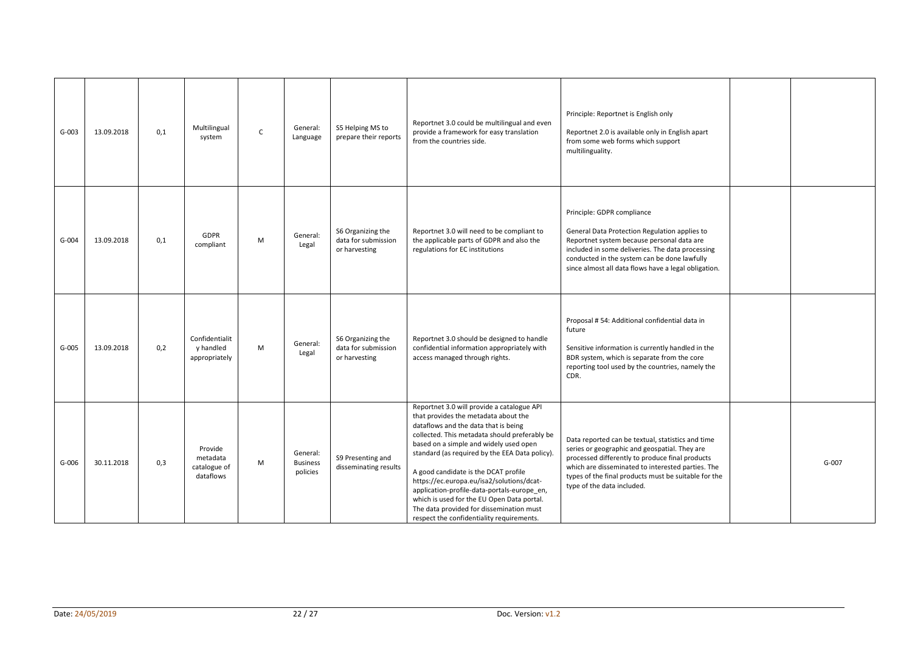| G-003 | 13.09.2018 | 0,1 | Multilingual system | C | General: Language | S5 Helping MS to prepare their reports | Reportnet 3.0 could be multilingual and even provide a framework for easy translation from the countries side. | Principle: Reportnet is English only<br><br>Reportnet 2.0 is available only in English apart from some web forms which support multilinguality. | | |
|---|---|---|---|---|---|---|---|---|---|---|
| G-004 | 13.09.2018 | 0,1 | GDPR compliant | M | General: Legal | S6 Organizing the data for submission or harvesting | Reportnet 3.0 will need to be compliant to the applicable parts of GDPR and also the regulations for EC institutions | Principle: GDPR compliance<br><br>General Data Protection Regulation applies to Reportnet system because personal data are included in some deliveries. The data processing conducted in the system can be done lawfully since almost all data flows have a legal obligation. | | |
| G-005 | 13.09.2018 | 0,2 | Confidentiality handled appropriately | M | General: Legal | S6 Organizing the data for submission or harvesting | Reportnet 3.0 should be designed to handle confidential information appropriately with access managed through rights. | Proposal # 54: Additional confidential data in future<br><br>Sensitive information is currently handled in the BDR system, which is separate from the core reporting tool used by the countries, namely the CDR. | | |
| G-006 | 30.11.2018 | 0,3 | Provide metadata catalogue of dataflows | M | General: Business policies | S9 Presenting and disseminating results | Reportnet 3.0 will provide a catalogue API that provides the metadata about the dataflows and the data that is being collected. This metadata should preferably be based on a simple and widely used open standard (as required by the EEA Data policy).<br><br>A good candidate is the DCAT profile https://ec.europa.eu/isa2/solutions/dcat-application-profile-data-portals-europe_en, which is used for the EU Open Data portal. The data provided for dissemination must respect the confidentiality requirements. | Data reported can be textual, statistics and time series or geographic and geospatial. They are processed differently to produce final products which are disseminated to interested parties. The types of the final products must be suitable for the type of the data included. | | G-007 |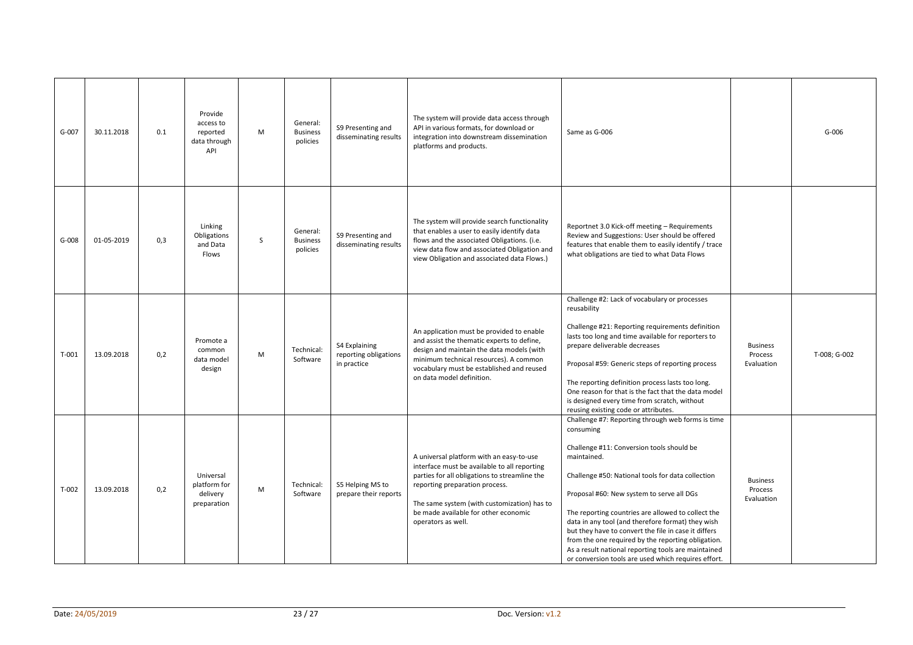| G-007 | 30.11.2018 | 0.1 | Provide access to reported data through API | M | General: Business policies | S9 Presenting and disseminating results | The system will provide data access through API in various formats, for download or integration into downstream dissemination platforms and products. | Same as G-006 | | G-006 |
|---|---|---|---|---|---|---|---|---|---|---|
| G-008 | 01-05-2019 | 0,3 | Linking Obligations and Data Flows | S | General: Business policies | S9 Presenting and disseminating results | The system will provide search functionality that enables a user to easily identify data flows and the associated Obligations. (i.e. view data flow and associated Obligation and view Obligation and associated data Flows.) | Reportnet 3.0 Kick-off meeting – Requirements Review and Suggestions: User should be offered features that enable them to easily identify / trace what obligations are tied to what Data Flows | | |
| T-001 | 13.09.2018 | 0,2 | Promote a common data model design | M | Technical: Software | S4 Explaining reporting obligations in practice | An application must be provided to enable and assist the thematic experts to define, design and maintain the data models (with minimum technical resources). A common vocabulary must be established and reused on data model definition. | Challenge #2: Lack of vocabulary or processes reusability<br><br>Challenge #21: Reporting requirements definition lasts too long and time available for reporters to prepare deliverable decreases<br><br>Proposal #59: Generic steps of reporting process<br><br>The reporting definition process lasts too long. One reason for that is the fact that the data model is designed every time from scratch, without reusing existing code or attributes. | Business Process Evaluation | T-008; G-002 |
| T-002 | 13.09.2018 | 0,2 | Universal platform for delivery preparation | M | Technical: Software | S5 Helping MS to prepare their reports | A universal platform with an easy-to-use interface must be available to all reporting parties for all obligations to streamline the reporting preparation process.<br><br>The same system (with customization) has to be made available for other economic operators as well. | Challenge #7: Reporting through web forms is time consuming<br><br>Challenge #11: Conversion tools should be maintained.<br><br>Challenge #50: National tools for data collection<br><br>Proposal #60: New system to serve all DGs<br><br>The reporting countries are allowed to collect the data in any tool (and therefore format) they wish but they have to convert the file in case it differs from the one required by the reporting obligation. As a result national reporting tools are maintained or conversion tools are used which requires effort. | Business Process Evaluation | |

Date: 24/05/2019 Doc. Version: v1.2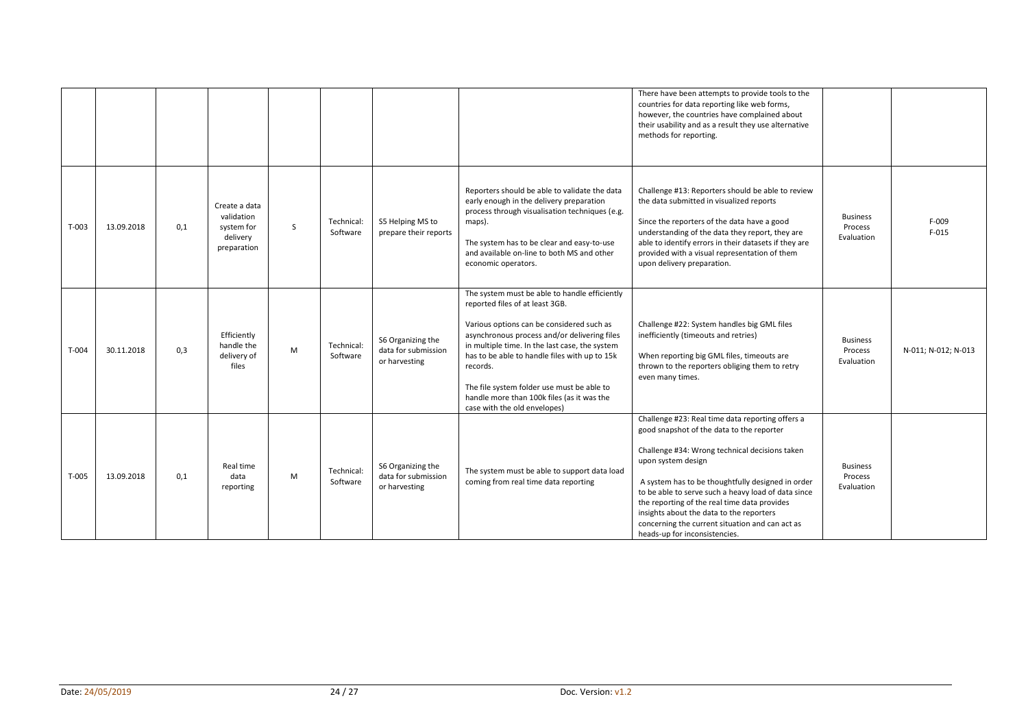| | | | | | | | | | | |
|---|---|---|---|---|---|---|---|---|---|---|
| | | | | | | | | There have been attempts to provide tools to the countries for data reporting like web forms, however, the countries have complained about their usability and as a result they use alternative methods for reporting. | | |
| T-003 | 13.09.2018 | 0,1 | Create a data validation system for delivery preparation | S | Technical: Software | S5 Helping MS to prepare their reports | Reporters should be able to validate the data early enough in the delivery preparation process through visualisation techniques (e.g. maps).<br><br>The system has to be clear and easy-to-use and available on-line to both MS and other economic operators. | Challenge #13: Reporters should be able to review the data submitted in visualized reports<br><br>Since the reporters of the data have a good understanding of the data they report, they are able to identify errors in their datasets if they are provided with a visual representation of them upon delivery preparation. | Business Process Evaluation | F-009<br>F-015 |
| T-004 | 30.11.2018 | 0,3 | Efficiently handle the delivery of files | M | Technical: Software | S6 Organizing the data for submission or harvesting | The system must be able to handle efficiently reported files of at least 3GB.<br><br>Various options can be considered such as asynchronous process and/or delivering files in multiple time. In the last case, the system has to be able to handle files with up to 15k records.<br><br>The file system folder use must be able to handle more than 100k files (as it was the case with the old envelopes) | Challenge #22: System handles big GML files inefficiently (timeouts and retries)<br><br>When reporting big GML files, timeouts are thrown to the reporters obliging them to retry even many times. | Business Process Evaluation | N-011; N-012; N-013 |
| T-005 | 13.09.2018 | 0,1 | Real time data reporting | M | Technical: Software | S6 Organizing the data for submission or harvesting | The system must be able to support data load coming from real time data reporting | Challenge #23: Real time data reporting offers a good snapshot of the data to the reporter<br><br>Challenge #34: Wrong technical decisions taken upon system design<br><br>A system has to be thoughtfully designed in order to be able to serve such a heavy load of data since the reporting of the real time data provides insights about the data to the reporters concerning the current situation and can act as heads-up for inconsistencies. | Business Process Evaluation | |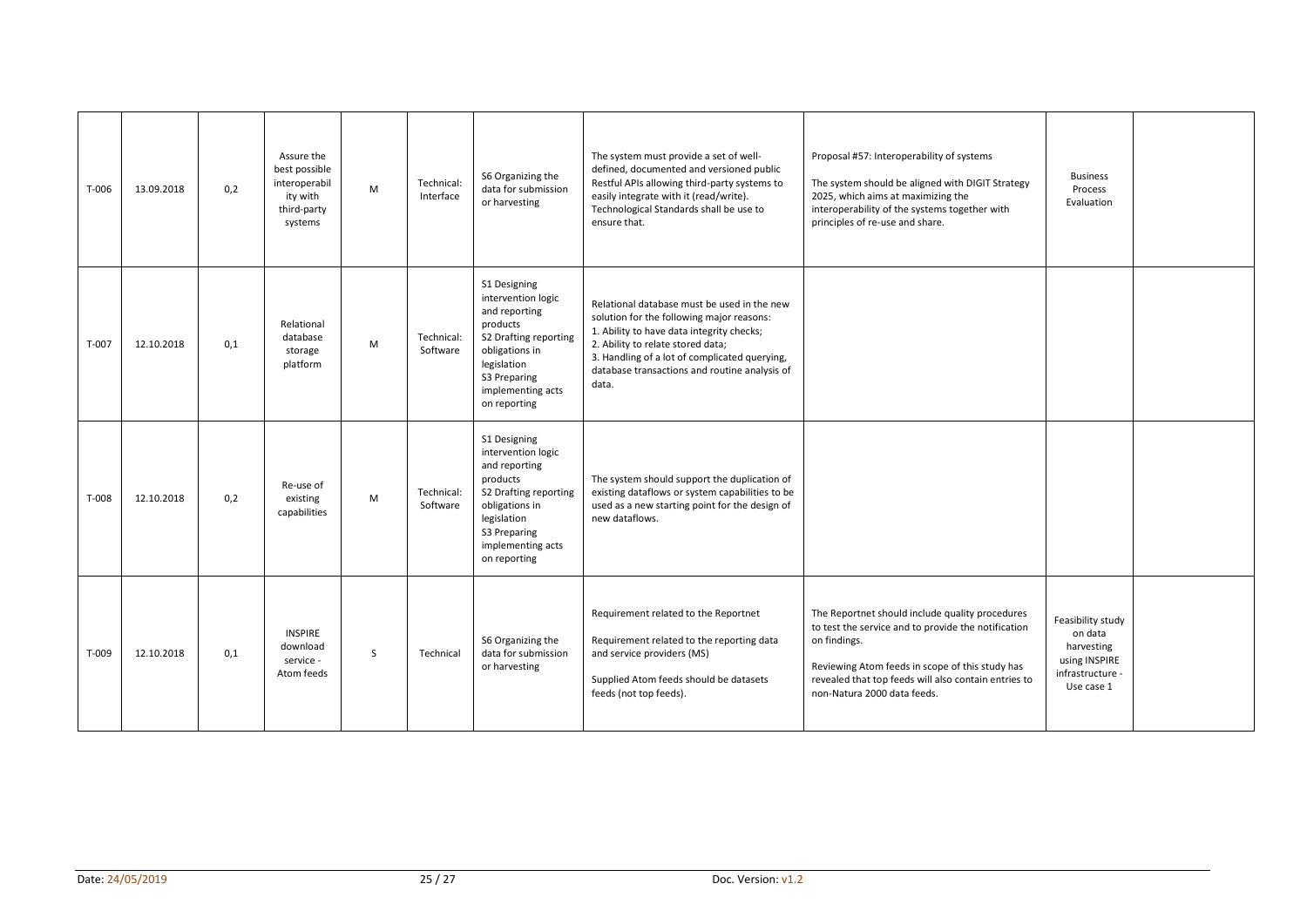| | | | | | | | | | | |
|---|---|---|---|---|---|---|---|---|---|---|
| T-006 | 13.09.2018 | 0,2 | Assure the best possible interoperability with third-party systems | M | Technical: Interface | S6 Organizing the data for submission or harvesting | The system must provide a set of well-defined, documented and versioned public Restful APIs allowing third-party systems to easily integrate with it (read/write). Technological Standards shall be use to ensure that. | Proposal #57: Interoperability of systems<br><br>The system should be aligned with DIGIT Strategy 2025, which aims at maximizing the interoperability of the systems together with principles of re-use and share. | Business Process Evaluation | |
| T-007 | 12.10.2018 | 0,1 | Relational database storage platform | M | Technical: Software | S1 Designing intervention logic and reporting products<br>S2 Drafting reporting obligations in legislation<br>S3 Preparing implementing acts on reporting | Relational database must be used in the new solution for the following major reasons:<br>1. Ability to have data integrity checks;<br>2. Ability to relate stored data;<br>3. Handling of a lot of complicated querying, database transactions and routine analysis of data. | | | |
| T-008 | 12.10.2018 | 0,2 | Re-use of existing capabilities | M | Technical: Software | S1 Designing intervention logic and reporting products<br>S2 Drafting reporting obligations in legislation<br>S3 Preparing implementing acts on reporting | The system should support the duplication of existing dataflows or system capabilities to be used as a new starting point for the design of new dataflows. | | | |
| T-009 | 12.10.2018 | 0,1 | INSPIRE download service - Atom feeds | S | Technical | S6 Organizing the data for submission or harvesting | Requirement related to the Reportnet<br><br>Requirement related to the reporting data and service providers (MS)<br><br>Supplied Atom feeds should be datasets feeds (not top feeds). | The Reportnet should include quality procedures to test the service and to provide the notification on findings.<br><br>Reviewing Atom feeds in scope of this study has revealed that top feeds will also contain entries to non-Natura 2000 data feeds. | Feasibility study on data harvesting using INSPIRE infrastructure - Use case 1 | |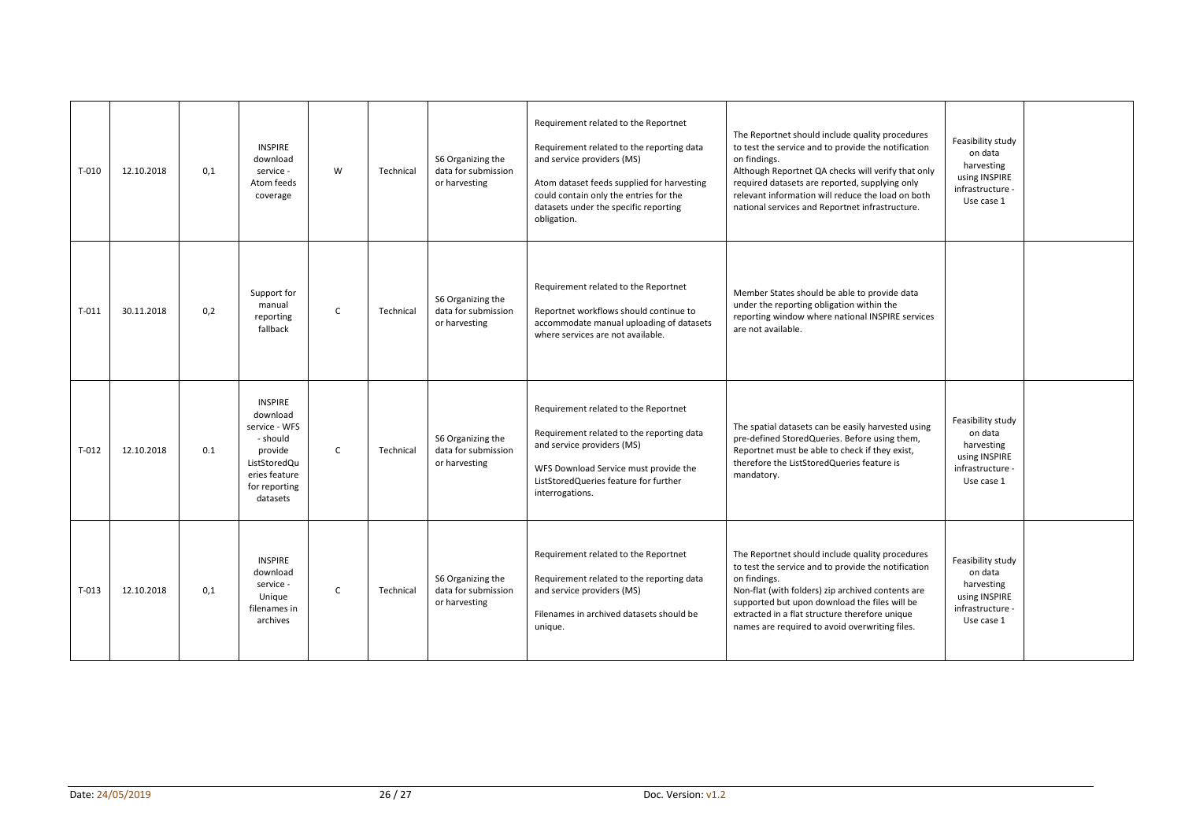| T-010 | 12.10.2018 | 0,1 | INSPIRE download service - Atom feeds coverage | W | Technical | S6 Organizing the data for submission or harvesting | Requirement related to the Reportnet<br><br>Requirement related to the reporting data and service providers (MS)<br><br>Atom dataset feeds supplied for harvesting could contain only the entries for the datasets under the specific reporting obligation. | The Reportnet should include quality procedures to test the service and to provide the notification on findings.<br>Although Reportnet QA checks will verify that only required datasets are reported, supplying only relevant information will reduce the load on both national services and Reportnet infrastructure. | Feasibility study on data harvesting using INSPIRE infrastructure - Use case 1 | |
|---|---|---|---|---|---|---|---|---|---|---|
| T-011 | 30.11.2018 | 0,2 | Support for manual reporting fallback | C | Technical | S6 Organizing the data for submission or harvesting | Requirement related to the Reportnet<br><br>Reportnet workflows should continue to accommodate manual uploading of datasets where services are not available. | Member States should be able to provide data under the reporting obligation within the reporting window where national INSPIRE services are not available. | | |
| T-012 | 12.10.2018 | 0.1 | INSPIRE download service - WFS - should provide ListStoredQueries feature for reporting datasets | C | Technical | S6 Organizing the data for submission or harvesting | Requirement related to the Reportnet<br><br>Requirement related to the reporting data and service providers (MS)<br><br>WFS Download Service must provide the ListStoredQueries feature for further interrogations. | The spatial datasets can be easily harvested using pre-defined StoredQueries. Before using them, Reportnet must be able to check if they exist, therefore the ListStoredQueries feature is mandatory. | Feasibility study on data harvesting using INSPIRE infrastructure - Use case 1 | |
| T-013 | 12.10.2018 | 0,1 | INSPIRE download service - Unique filenames in archives | C | Technical | S6 Organizing the data for submission or harvesting | Requirement related to the Reportnet<br><br>Requirement related to the reporting data and service providers (MS)<br><br>Filenames in archived datasets should be unique. | The Reportnet should include quality procedures to test the service and to provide the notification on findings.<br>Non-flat (with folders) zip archived contents are supported but upon download the files will be extracted in a flat structure therefore unique names are required to avoid overwriting files. | Feasibility study on data harvesting using INSPIRE infrastructure - Use case 1 | |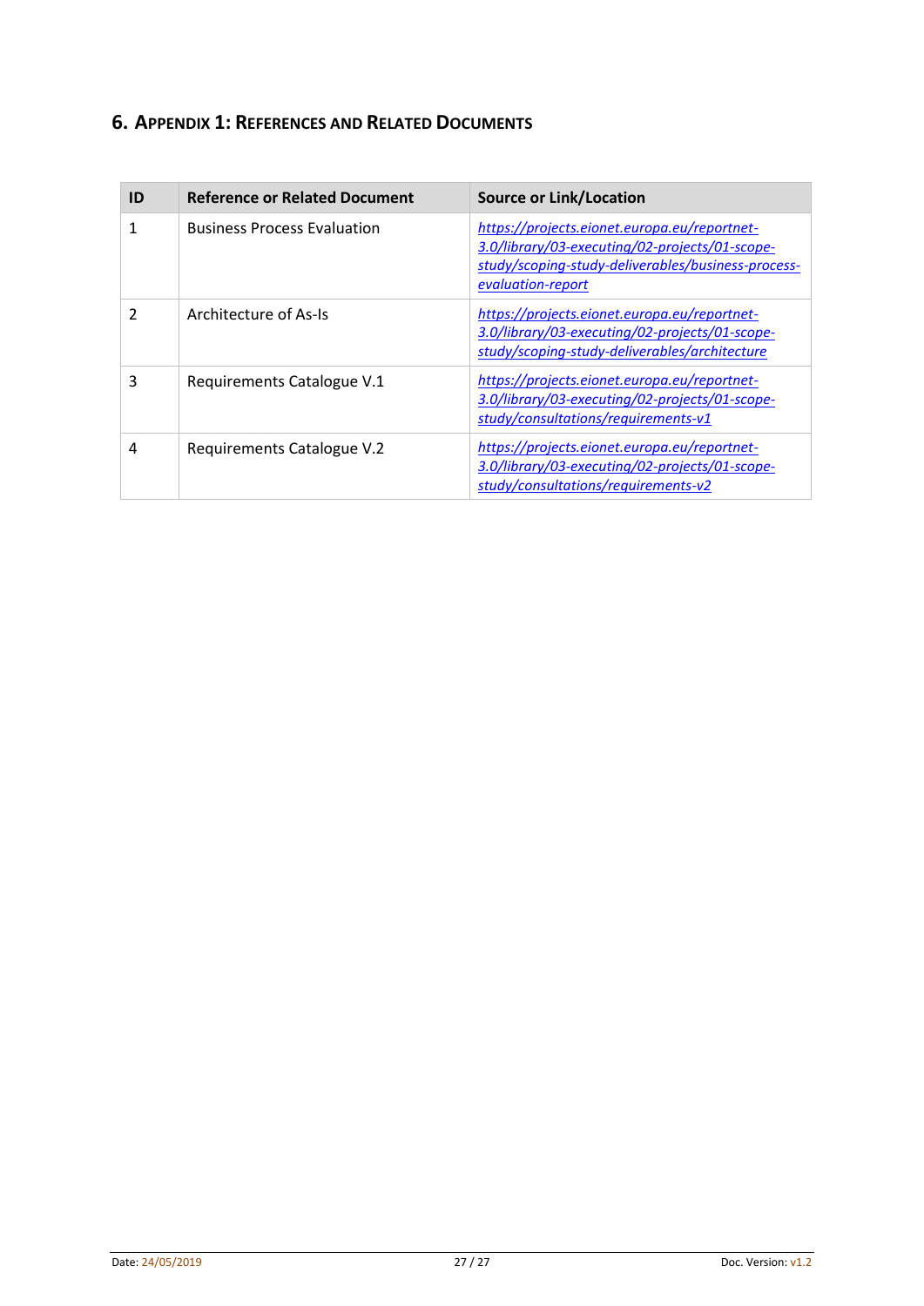# 6. Appendix 1: References and Related Documents

| ID | Reference or Related Document | Source or Link/Location |
| --- | --- | --- |
| 1 | Business Process Evaluation | *https://projects.eionet.europa.eu/reportnet-3.0/library/03-executing/02-projects/01-scope-study/scoping-study-deliverables/business-process-evaluation-report* |
| 2 | Architecture of As-Is | *https://projects.eionet.europa.eu/reportnet-3.0/library/03-executing/02-projects/01-scope-study/scoping-study-deliverables/architecture* |
| 3 | Requirements Catalogue V.1 | *https://projects.eionet.europa.eu/reportnet-3.0/library/03-executing/02-projects/01-scope-study/consultations/requirements-v1* |
| 4 | Requirements Catalogue V.2 | *https://projects.eionet.europa.eu/reportnet-3.0/library/03-executing/02-projects/01-scope-study/consultations/requirements-v2* |